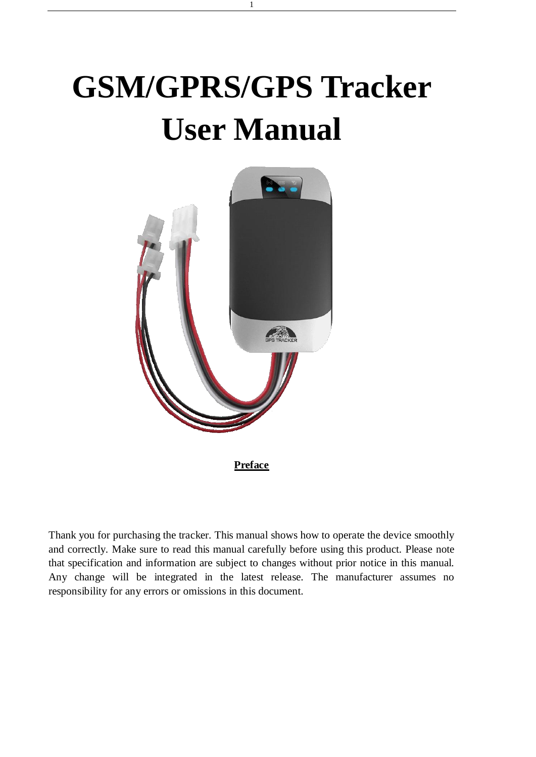# GSM/GPRS/GPS Tracker User Manual

**Preface**

Thank you for purchasing the tracker. This manual shows how to operate the device smoothly and correctly. Make sure to read this manual carefully before using this product. Please note that specification and information are subject to changes without prior notice in this manual. Any change will be integrated in the latest release. The manufacturer assumes no responsibility for any errors or omissions in this document.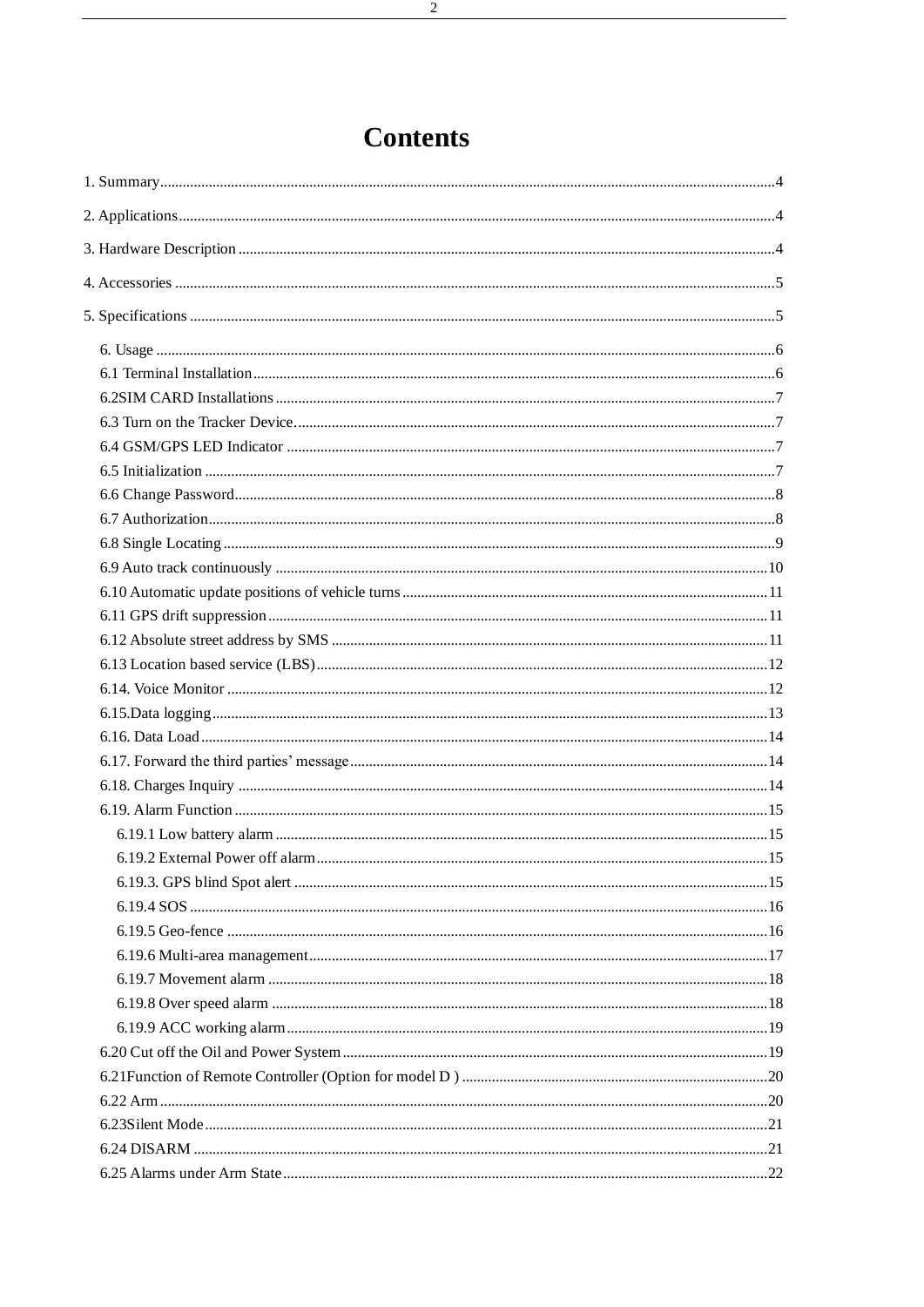# Contents

1. Summary....................................................................................4
2. Applications..............................................................................4
3. Hardware Description ...............................................................4
4. Accessories ...............................................................................5
5. Specifications ...........................................................................5

- 6. Usage ....................................................................................6
- 6.1 Terminal Installation..........................................................6
- 6.2SIM CARD Installations .....................................................7
- 6.3 Turn on the Tracker Device................................................7
- 6.4 GSM/GPS LED Indicator ..................................................7
- 6.5 Initialization ......................................................................7
- 6.6 Change Password................................................................8
- 6.7 Authorization......................................................................8
- 6.8 Single Locating ..................................................................9
- 6.9 Auto track continuously ...................................................10
- 6.10 Automatic update positions of vehicle turns....................11
- 6.11 GPS drift suppression......................................................11
- 6.12 Absolute street address by SMS ......................................11
- 6.13 Location based service (LBS)..........................................12
- 6.14. Voice Monitor ................................................................12
- 6.15.Data logging....................................................................13
- 6.16. Data Load.......................................................................14
- 6.17. Forward the third parties' message..................................14
- 6.18. Charges Inquiry ..............................................................14
- 6.19. Alarm Function...............................................................15
  - 6.19.1 Low battery alarm ......................................................15
  - 6.19.2 External Power off alarm............................................15
  - 6.19.3. GPS blind Spot alert ..................................................15
  - 6.19.4 SOS ..........................................................................16
  - 6.19.5 Geo-fence .................................................................16
  - 6.19.6 Multi-area management.............................................17
  - 6.19.7 Movement alarm .......................................................18
  - 6.19.8 Over speed alarm ......................................................18
  - 6.19.9 ACC working alarm...................................................19
- 6.20 Cut off the Oil and Power System....................................19
- 6.21Function of Remote Controller (Option for model D ) ......20
- 6.22 Arm.................................................................................20
- 6.23Silent Mode.....................................................................21
- 6.24 DISARM .........................................................................21
- 6.25 Alarms under Arm State..................................................22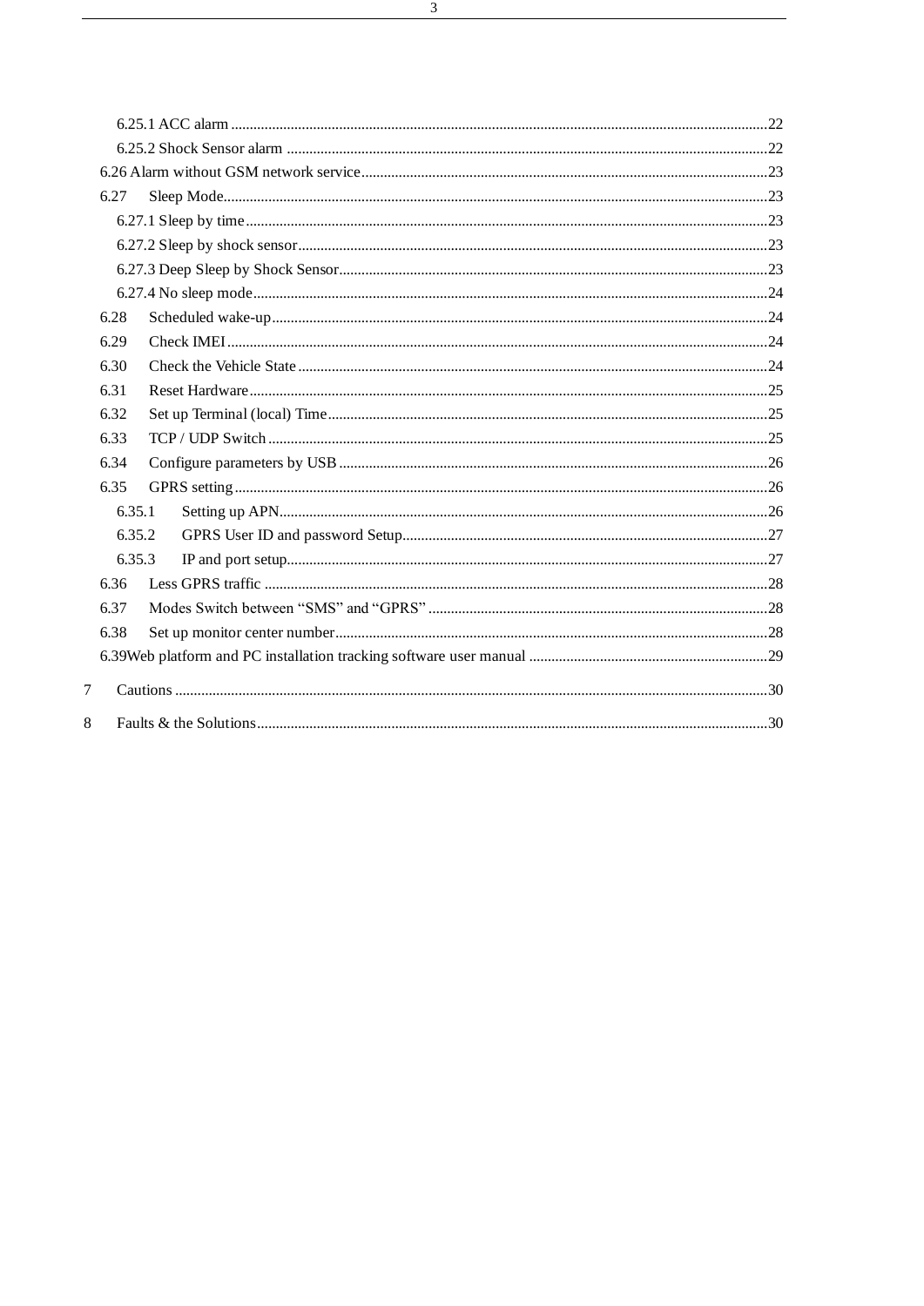6.25.1 ACC alarm ........................................................................................................................................22

6.25.2 Shock Sensor alarm ..............................................................................................................................22

6.26 Alarm without GSM network service........................................................................................................23

6.27 Sleep Mode.............................................................................................................................................23

6.27.1 Sleep by time.......................................................................................................................................23

6.27.2 Sleep by shock sensor.........................................................................................................................23

6.27.3 Deep Sleep by Shock Sensor...............................................................................................................23

6.27.4 No sleep mode.....................................................................................................................................24

6.28 Scheduled wake-up..................................................................................................................................24

6.29 Check IMEI.............................................................................................................................................24

6.30 Check the Vehicle State ..........................................................................................................................24

6.31 Reset Hardware.......................................................................................................................................25

6.32 Set up Terminal (local) Time...................................................................................................................25

6.33 TCP / UDP Switch ..................................................................................................................................25

6.34 Configure parameters by USB ................................................................................................................26

6.35 GPRS setting...........................................................................................................................................26

6.35.1 Setting up APN...................................................................................................................................26

6.35.2 GPRS User ID and password Setup...................................................................................................27

6.35.3 IP and port setup.................................................................................................................................27

6.36 Less GPRS traffic ...................................................................................................................................28

6.37 Modes Switch between “SMS” and “GPRS” ..........................................................................................28

6.38 Set up monitor center number..................................................................................................................28

6.39Web platform and PC installation tracking software user manual ..............................................................29

7 Cautions ..........................................................................................................................................................30

8 Faults & the Solutions.....................................................................................................................................30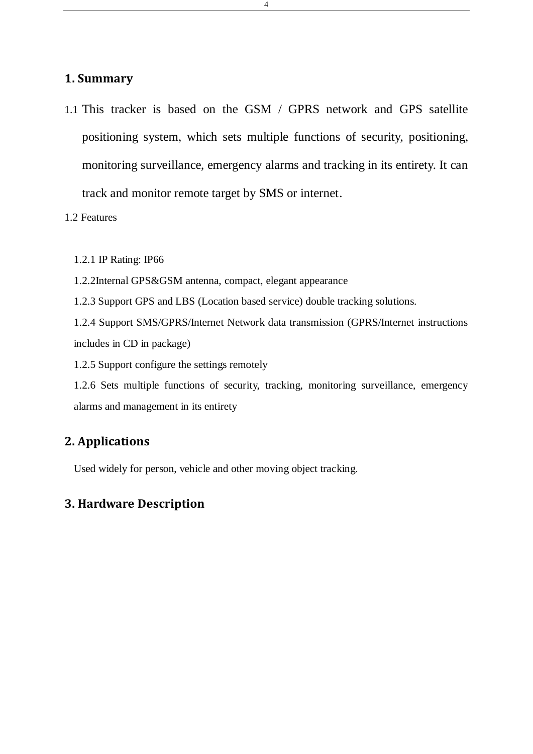## 1. Summary

1.1 This tracker is based on the GSM / GPRS network and GPS satellite positioning system, which sets multiple functions of security, positioning, monitoring surveillance, emergency alarms and tracking in its entirety. It can track and monitor remote target by SMS or internet.

1.2 Features

1.2.1 IP Rating: IP66

1.2.2Internal GPS&GSM antenna, compact, elegant appearance

1.2.3 Support GPS and LBS (Location based service) double tracking solutions.

1.2.4 Support SMS/GPRS/Internet Network data transmission (GPRS/Internet instructions includes in CD in package)

1.2.5 Support configure the settings remotely

1.2.6 Sets multiple functions of security, tracking, monitoring surveillance, emergency alarms and management in its entirety

## 2. Applications

Used widely for person, vehicle and other moving object tracking.

## 3. Hardware Description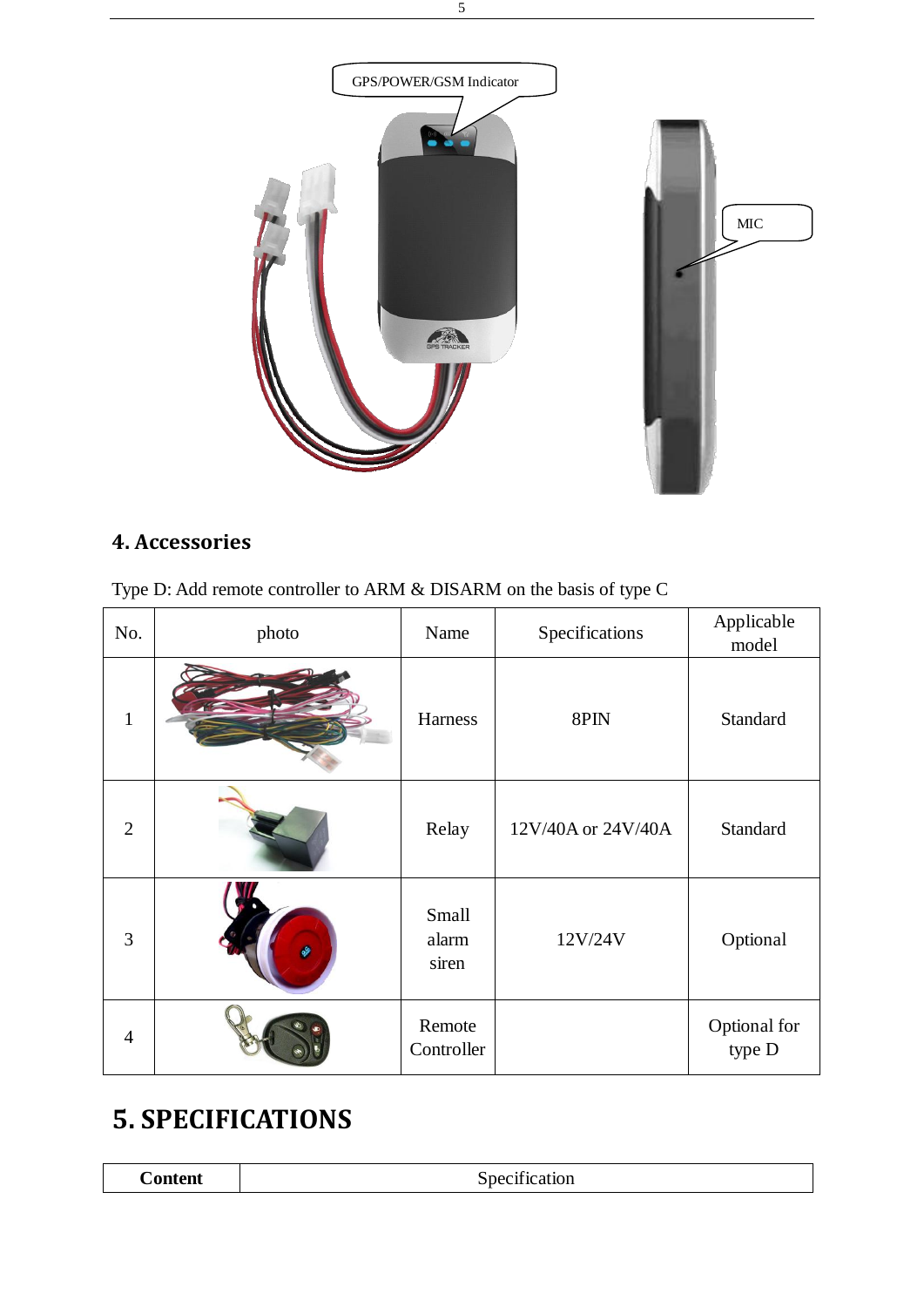GPS/POWER/GSM Indicator

MIC

## 4. Accessories

Type D: Add remote controller to ARM & DISARM on the basis of type C

| No. | photo | Name | Specifications | Applicable model |
|---|---|---|---|---|
| 1 | | Harness | 8PIN | Standard |
| 2 | | Relay | 12V/40A or 24V/40A | Standard |
| 3 | | Small alarm siren | 12V/24V | Optional |
| 4 | | Remote Controller | | Optional for type D |

# 5. SPECIFICATIONS

| **Content** | Specification |
|---|---|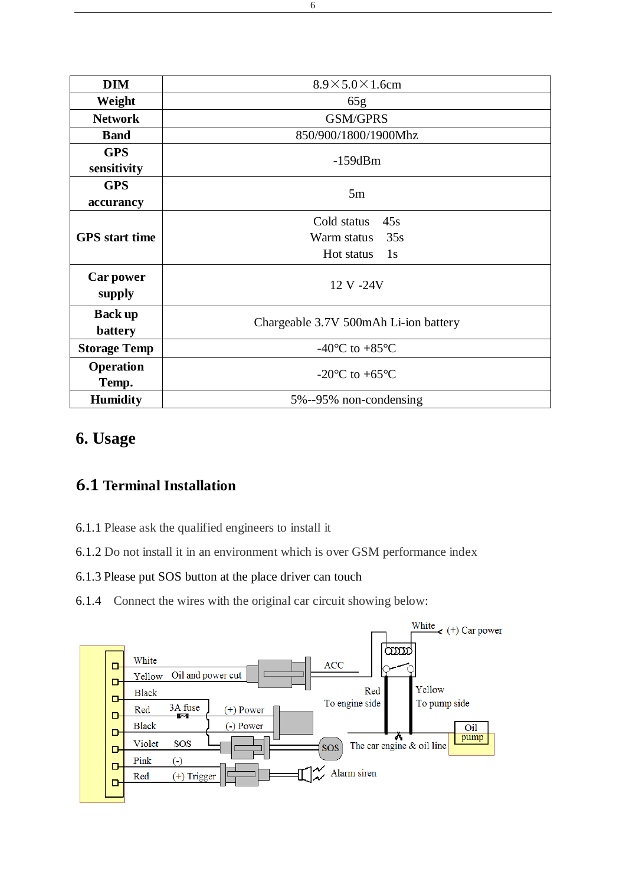| DIM | 8.9×5.0×1.6cm |
| --- | --- |
| Weight | 65g |
| Network | GSM/GPRS |
| Band | 850/900/1800/1900Mhz |
| GPS sensitivity | -159dBm |
| GPS accurancy | 5m |
| GPS start time | Cold status 45s<br>Warm status 35s<br>Hot status 1s |
| Car power supply | 12 V -24V |
| Back up battery | Chargeable 3.7V 500mAh Li-ion battery |
| Storage Temp | -40°C to +85°C |
| Operation Temp. | -20°C to +65°C |
| Humidity | 5%--95% non-condensing |

# 6. Usage

## 6.1 Terminal Installation

6.1.1 Please ask the qualified engineers to install it

6.1.2 Do not install it in an environment which is over GSM performance index

6.1.3 Please put SOS button at the place driver can touch

6.1.4 Connect the wires with the original car circuit showing below: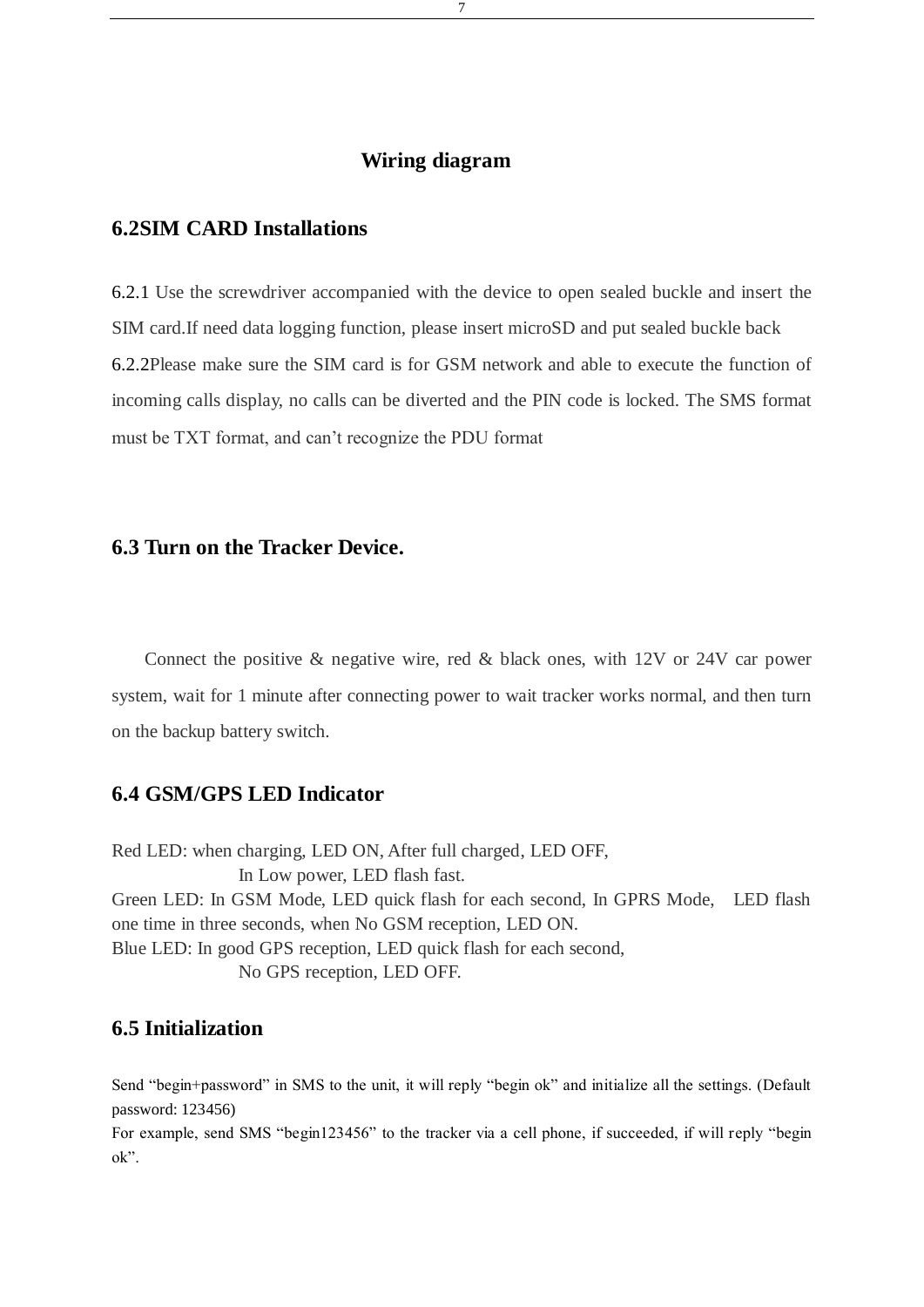**Wiring diagram**

## 6.2SIM CARD Installations

6.2.1 Use the screwdriver accompanied with the device to open sealed buckle and insert the SIM card.If need data logging function, please insert microSD and put sealed buckle back
6.2.2Please make sure the SIM card is for GSM network and able to execute the function of incoming calls display, no calls can be diverted and the PIN code is locked. The SMS format must be TXT format, and can't recognize the PDU format

## 6.3 Turn on the Tracker Device.

Connect the positive & negative wire, red & black ones, with 12V or 24V car power system, wait for 1 minute after connecting power to wait tracker works normal, and then turn on the backup battery switch.

## 6.4 GSM/GPS LED Indicator

Red LED: when charging, LED ON, After full charged, LED OFF,
In Low power, LED flash fast.
Green LED: In GSM Mode, LED quick flash for each second, In GPRS Mode, LED flash one time in three seconds, when No GSM reception, LED ON.
Blue LED: In good GPS reception, LED quick flash for each second,
No GPS reception, LED OFF.

## 6.5 Initialization

Send "begin+password" in SMS to the unit, it will reply "begin ok" and initialize all the settings. (Default password: 123456)
For example, send SMS "begin123456" to the tracker via a cell phone, if succeeded, if will reply "begin ok".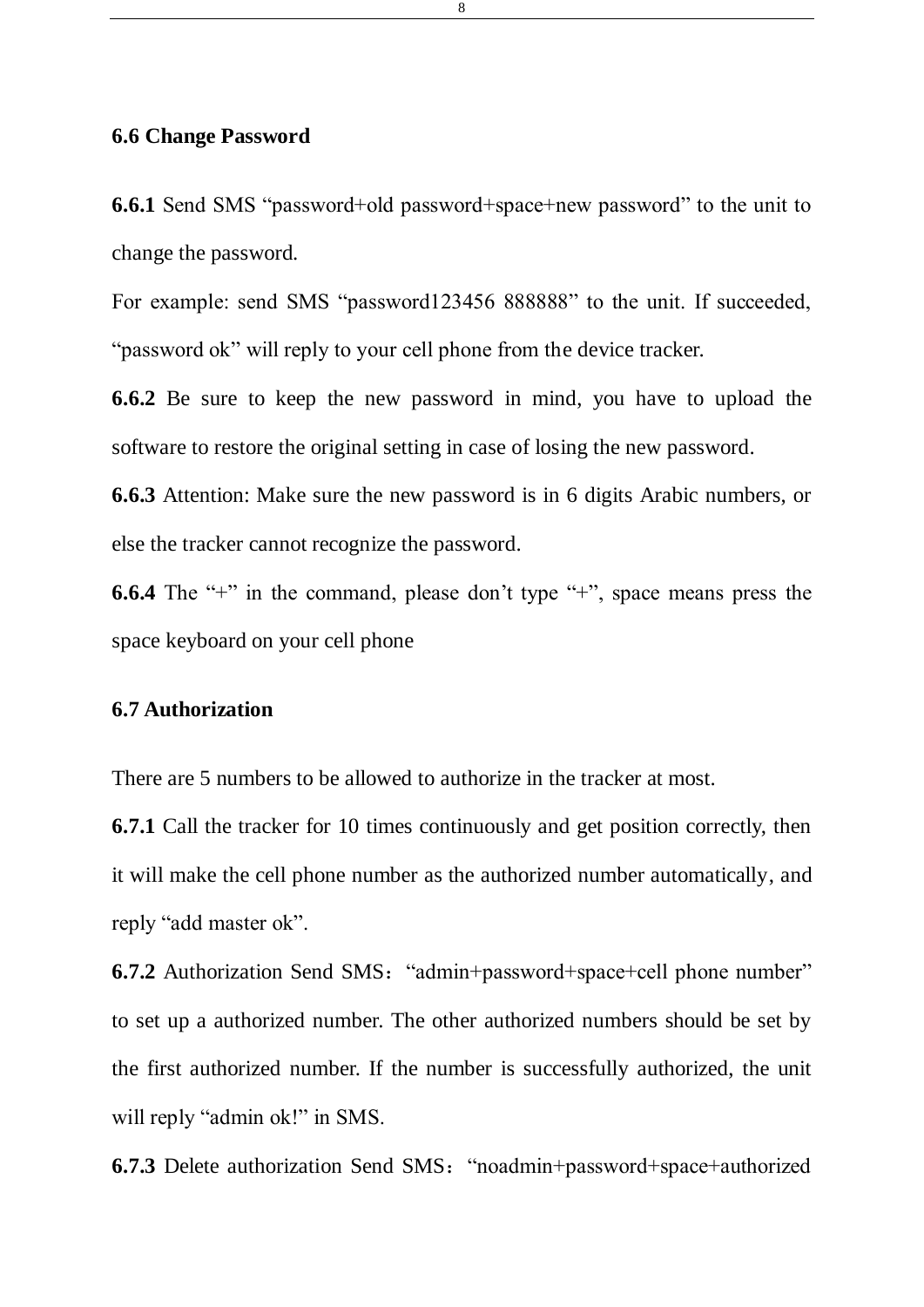## 6.6 Change Password

**6.6.1** Send SMS “password+old password+space+new password” to the unit to change the password.

For example: send SMS “password123456 888888” to the unit. If succeeded, “password ok” will reply to your cell phone from the device tracker.

**6.6.2** Be sure to keep the new password in mind, you have to upload the software to restore the original setting in case of losing the new password.

**6.6.3** Attention: Make sure the new password is in 6 digits Arabic numbers, or else the tracker cannot recognize the password.

**6.6.4** The “+” in the command, please don’t type “+”, space means press the space keyboard on your cell phone

## 6.7 Authorization

There are 5 numbers to be allowed to authorize in the tracker at most.

**6.7.1** Call the tracker for 10 times continuously and get position correctly, then it will make the cell phone number as the authorized number automatically, and reply “add master ok”.

**6.7.2** Authorization Send SMS：“admin+password+space+cell phone number” to set up a authorized number. The other authorized numbers should be set by the first authorized number. If the number is successfully authorized, the unit will reply “admin ok!” in SMS.

**6.7.3** Delete authorization Send SMS：“noadmin+password+space+authorized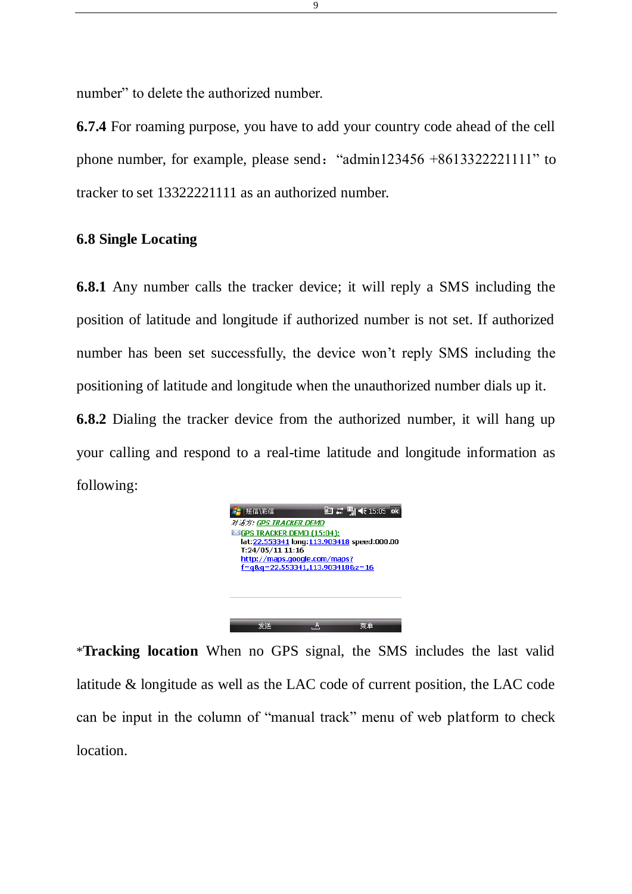number" to delete the authorized number.

**6.7.4** For roaming purpose, you have to add your country code ahead of the cell phone number, for example, please send："admin123456 +8613322221111" to tracker to set 13322221111 as an authorized number.

## 6.8 Single Locating

**6.8.1** Any number calls the tracker device; it will reply a SMS including the position of latitude and longitude if authorized number is not set. If authorized number has been set successfully, the device won't reply SMS including the positioning of latitude and longitude when the unauthorized number dials up it.

**6.8.2** Dialing the tracker device from the authorized number, it will hang up your calling and respond to a real-time latitude and longitude information as following:

*__Tracking location__ When no GPS signal, the SMS includes the last valid latitude & longitude as well as the LAC code of current position, the LAC code can be input in the column of "manual track" menu of web platform to check location.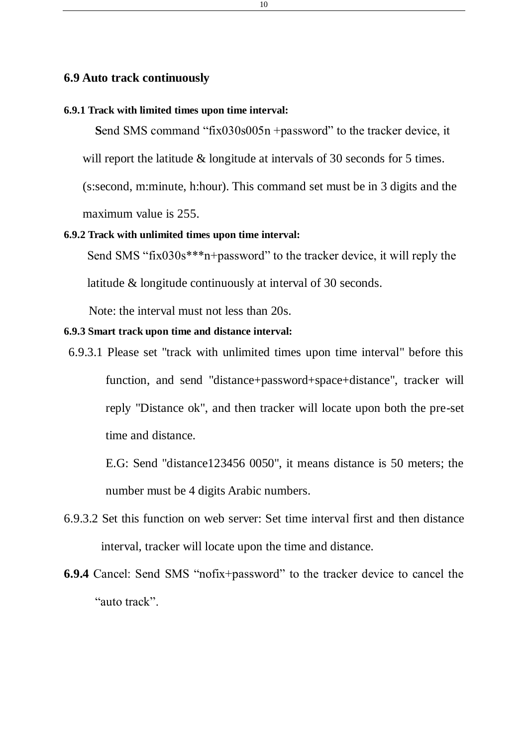## 6.9 Auto track continuously

### 6.9.1 Track with limited times upon time interval:

**S**end SMS command “fix030s005n +password” to the tracker device, it will report the latitude & longitude at intervals of 30 seconds for 5 times. (s:second, m:minute, h:hour). This command set must be in 3 digits and the maximum value is 255.

### 6.9.2 Track with unlimited times upon time interval:

Send SMS “fix030s***n+password” to the tracker device, it will reply the latitude & longitude continuously at interval of 30 seconds.

Note: the interval must not less than 20s.

### 6.9.3 Smart track upon time and distance interval:

6.9.3.1 Please set "track with unlimited times upon time interval" before this function, and send "distance+password+space+distance", tracker will reply "Distance ok", and then tracker will locate upon both the pre-set time and distance.

E.G: Send "distance123456 0050", it means distance is 50 meters; the number must be 4 digits Arabic numbers.

6.9.3.2 Set this function on web server: Set time interval first and then distance interval, tracker will locate upon the time and distance.

**6.9.4** Cancel: Send SMS “nofix+password” to the tracker device to cancel the “auto track”.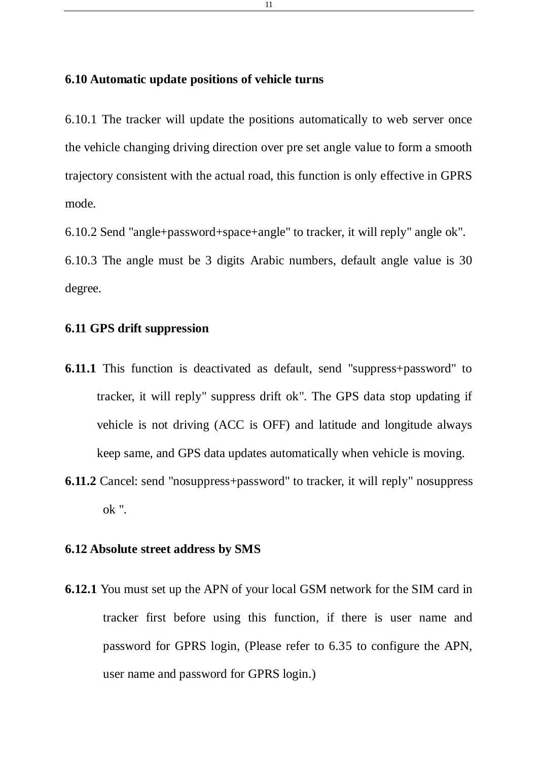## 6.10 Automatic update positions of vehicle turns

6.10.1 The tracker will update the positions automatically to web server once the vehicle changing driving direction over pre set angle value to form a smooth trajectory consistent with the actual road, this function is only effective in GPRS mode.

6.10.2 Send "angle+password+space+angle" to tracker, it will reply" angle ok".

6.10.3 The angle must be 3 digits Arabic numbers, default angle value is 30 degree.

## 6.11 GPS drift suppression

**6.11.1** This function is deactivated as default, send "suppress+password" to tracker, it will reply" suppress drift ok". The GPS data stop updating if vehicle is not driving (ACC is OFF) and latitude and longitude always keep same, and GPS data updates automatically when vehicle is moving.

**6.11.2** Cancel: send "nosuppress+password" to tracker, it will reply" nosuppress ok ".

## 6.12 Absolute street address by SMS

**6.12.1** You must set up the APN of your local GSM network for the SIM card in tracker first before using this function, if there is user name and password for GPRS login, (Please refer to 6.35 to configure the APN, user name and password for GPRS login.)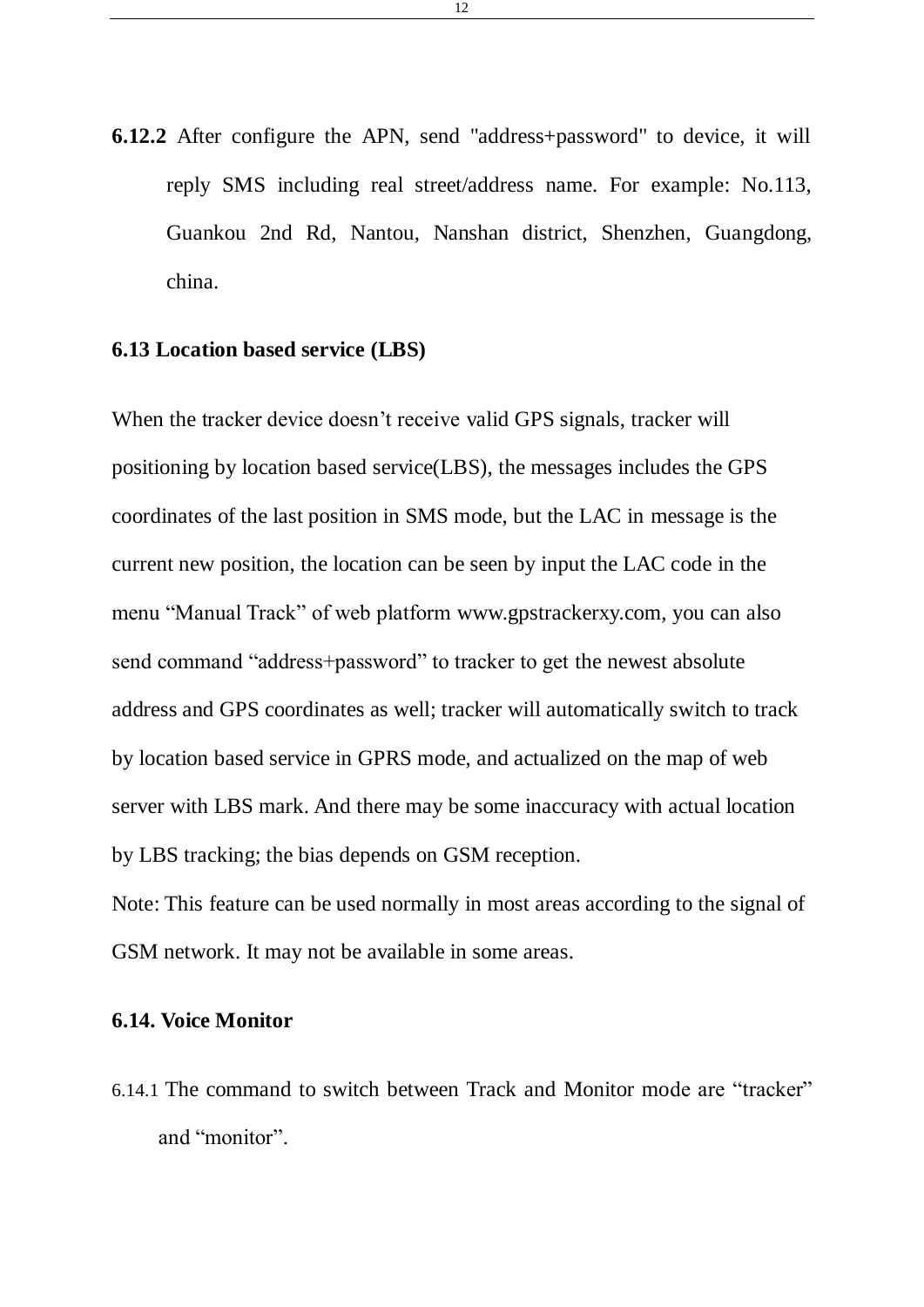**6.12.2** After configure the APN, send "address+password" to device, it will reply SMS including real street/address name. For example: No.113, Guankou 2nd Rd, Nantou, Nanshan district, Shenzhen, Guangdong, china.

### 6.13 Location based service (LBS)

When the tracker device doesn't receive valid GPS signals, tracker will positioning by location based service(LBS), the messages includes the GPS coordinates of the last position in SMS mode, but the LAC in message is the current new position, the location can be seen by input the LAC code in the menu "Manual Track" of web platform www.gpstrackerxy.com, you can also send command "address+password" to tracker to get the newest absolute address and GPS coordinates as well; tracker will automatically switch to track by location based service in GPRS mode, and actualized on the map of web server with LBS mark. And there may be some inaccuracy with actual location by LBS tracking; the bias depends on GSM reception.

Note: This feature can be used normally in most areas according to the signal of GSM network. It may not be available in some areas.

### 6.14. Voice Monitor

6.14.1 The command to switch between Track and Monitor mode are "tracker" and "monitor".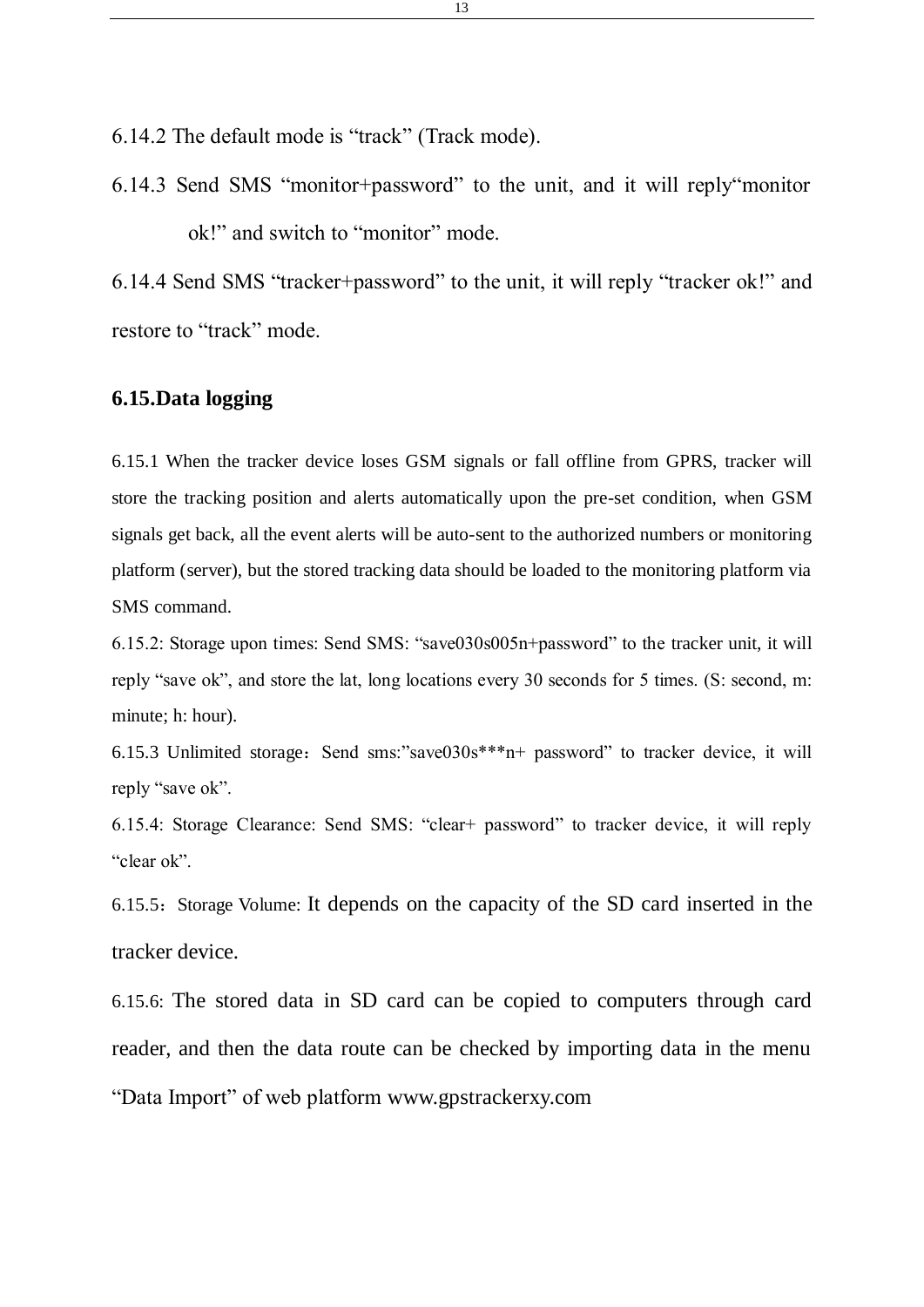6.14.2 The default mode is “track” (Track mode).

6.14.3 Send SMS “monitor+password” to the unit, and it will reply“monitor ok!” and switch to “monitor” mode.

6.14.4 Send SMS “tracker+password” to the unit, it will reply “tracker ok!” and restore to “track” mode.

## 6.15.Data logging

6.15.1 When the tracker device loses GSM signals or fall offline from GPRS, tracker will store the tracking position and alerts automatically upon the pre-set condition, when GSM signals get back, all the event alerts will be auto-sent to the authorized numbers or monitoring platform (server), but the stored tracking data should be loaded to the monitoring platform via SMS command.

6.15.2: Storage upon times: Send SMS: “save030s005n+password” to the tracker unit, it will reply “save ok”, and store the lat, long locations every 30 seconds for 5 times. (S: second, m: minute; h: hour).

6.15.3 Unlimited storage：Send sms:”save030s***n+ password” to tracker device, it will reply “save ok”.

6.15.4: Storage Clearance: Send SMS: “clear+ password” to tracker device, it will reply “clear ok”.

6.15.5：Storage Volume: It depends on the capacity of the SD card inserted in the tracker device.

6.15.6: The stored data in SD card can be copied to computers through card reader, and then the data route can be checked by importing data in the menu “Data Import” of web platform www.gpstrackerxy.com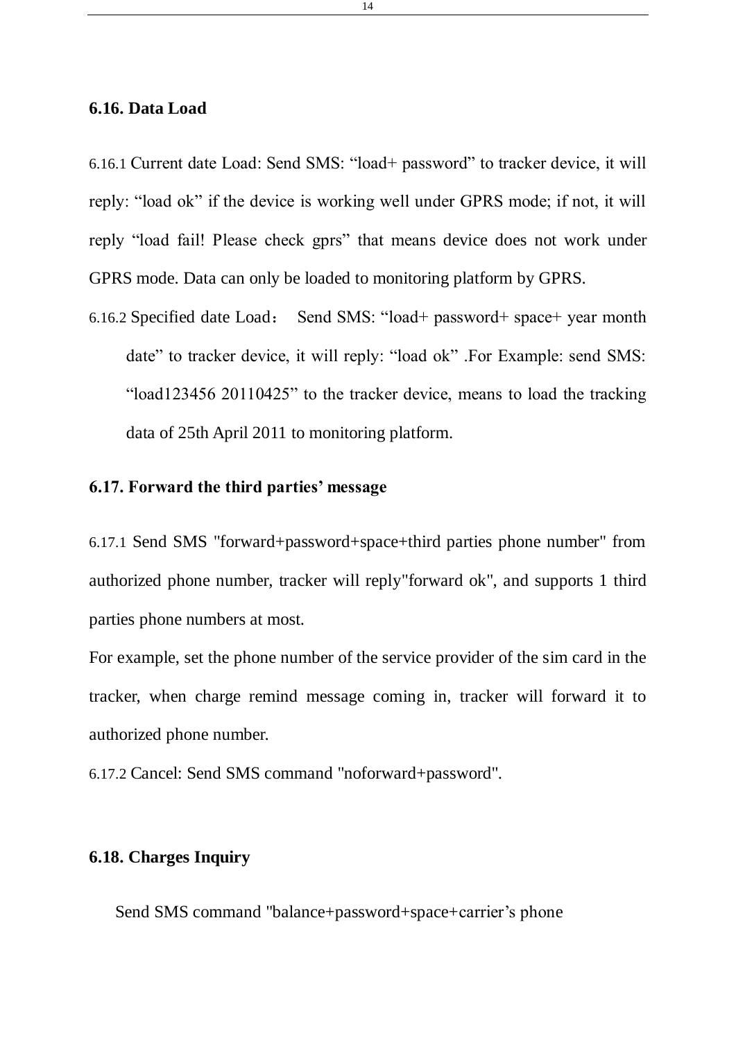## 6.16. Data Load

6.16.1 Current date Load: Send SMS: “load+ password” to tracker device, it will reply: “load ok” if the device is working well under GPRS mode; if not, it will reply “load fail! Please check gprs” that means device does not work under GPRS mode. Data can only be loaded to monitoring platform by GPRS.

6.16.2 Specified date Load： Send SMS: “load+ password+ space+ year month date” to tracker device, it will reply: “load ok” .For Example: send SMS: “load123456 20110425” to the tracker device, means to load the tracking data of 25th April 2011 to monitoring platform.

## 6.17. Forward the third parties’ message

6.17.1 Send SMS "forward+password+space+third parties phone number" from authorized phone number, tracker will reply"forward ok", and supports 1 third parties phone numbers at most.

For example, set the phone number of the service provider of the sim card in the tracker, when charge remind message coming in, tracker will forward it to authorized phone number.

6.17.2 Cancel: Send SMS command "noforward+password".

## 6.18. Charges Inquiry

Send SMS command "balance+password+space+carrier’s phone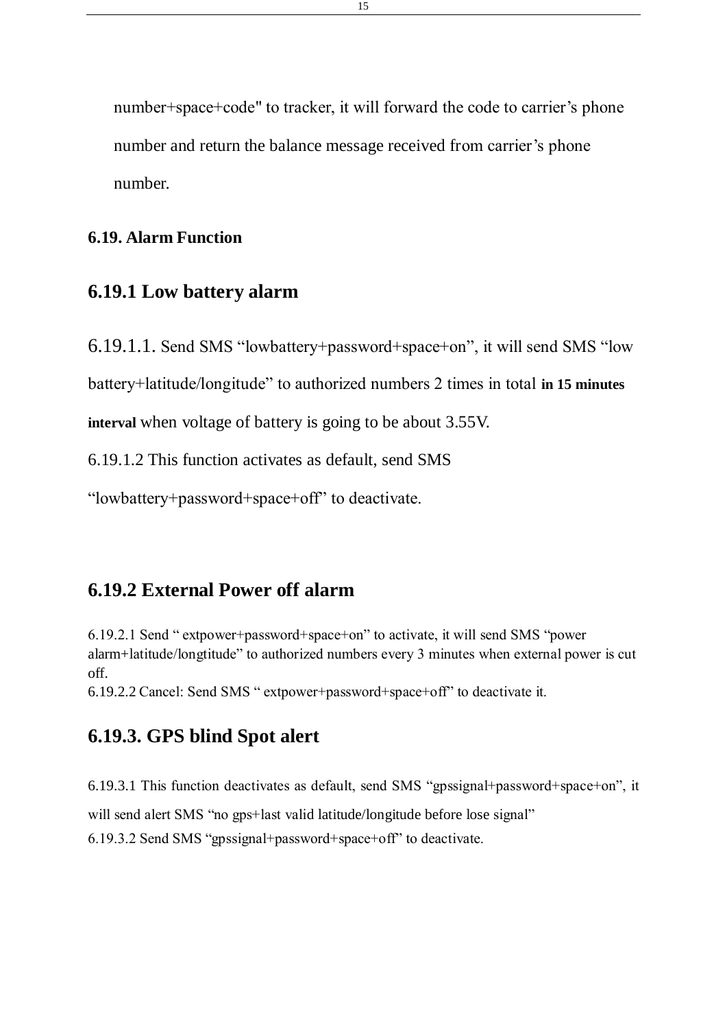number+space+code" to tracker, it will forward the code to carrier’s phone number and return the balance message received from carrier’s phone number.

**6.19. Alarm Function**

## 6.19.1 Low battery alarm

6.19.1.1. Send SMS “lowbattery+password+space+on”, it will send SMS “low battery+latitude/longitude” to authorized numbers 2 times in total **in 15 minutes interval** when voltage of battery is going to be about 3.55V.

6.19.1.2 This function activates as default, send SMS “lowbattery+password+space+off” to deactivate.

## 6.19.2 External Power off alarm

6.19.2.1 Send “ extpower+password+space+on” to activate, it will send SMS “power alarm+latitude/longtitude” to authorized numbers every 3 minutes when external power is cut off.

6.19.2.2 Cancel: Send SMS “ extpower+password+space+off” to deactivate it.

## 6.19.3. GPS blind Spot alert

6.19.3.1 This function deactivates as default, send SMS “gpssignal+password+space+on”, it will send alert SMS “no gps+last valid latitude/longitude before lose signal”

6.19.3.2 Send SMS “gpssignal+password+space+off” to deactivate.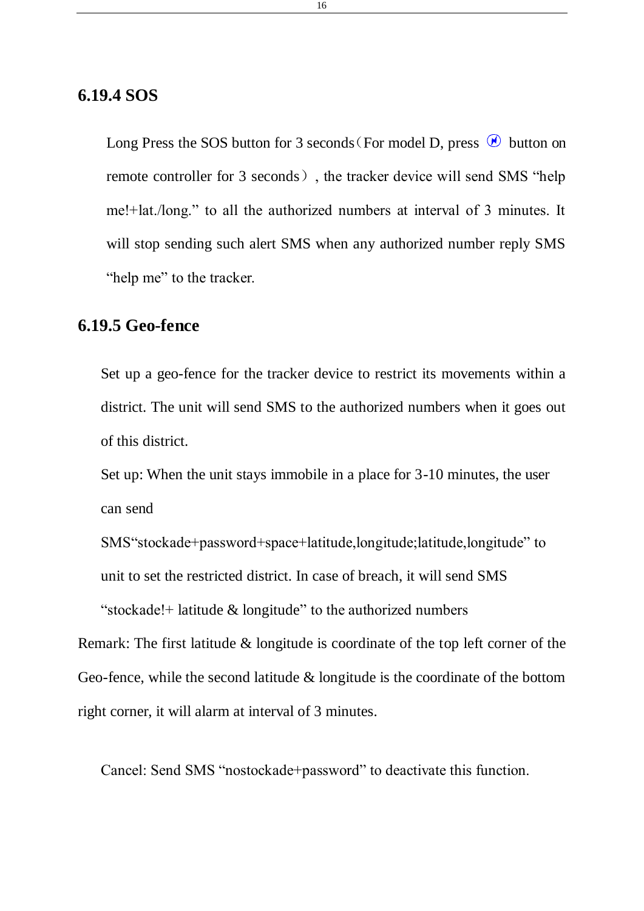### 6.19.4 SOS

Long Press the SOS button for 3 seconds（For model D, press button on remote controller for 3 seconds）, the tracker device will send SMS “help me!+lat./long.” to all the authorized numbers at interval of 3 minutes. It will stop sending such alert SMS when any authorized number reply SMS “help me” to the tracker.

### 6.19.5 Geo-fence

Set up a geo-fence for the tracker device to restrict its movements within a district. The unit will send SMS to the authorized numbers when it goes out of this district.

Set up: When the unit stays immobile in a place for 3-10 minutes, the user can send SMS“stockade+password+space+latitude,longitude;latitude,longitude” to unit to set the restricted district. In case of breach, it will send SMS “stockade!+ latitude & longitude” to the authorized numbers

Remark: The first latitude & longitude is coordinate of the top left corner of the Geo-fence, while the second latitude & longitude is the coordinate of the bottom right corner, it will alarm at interval of 3 minutes.

Cancel: Send SMS “nostockade+password” to deactivate this function.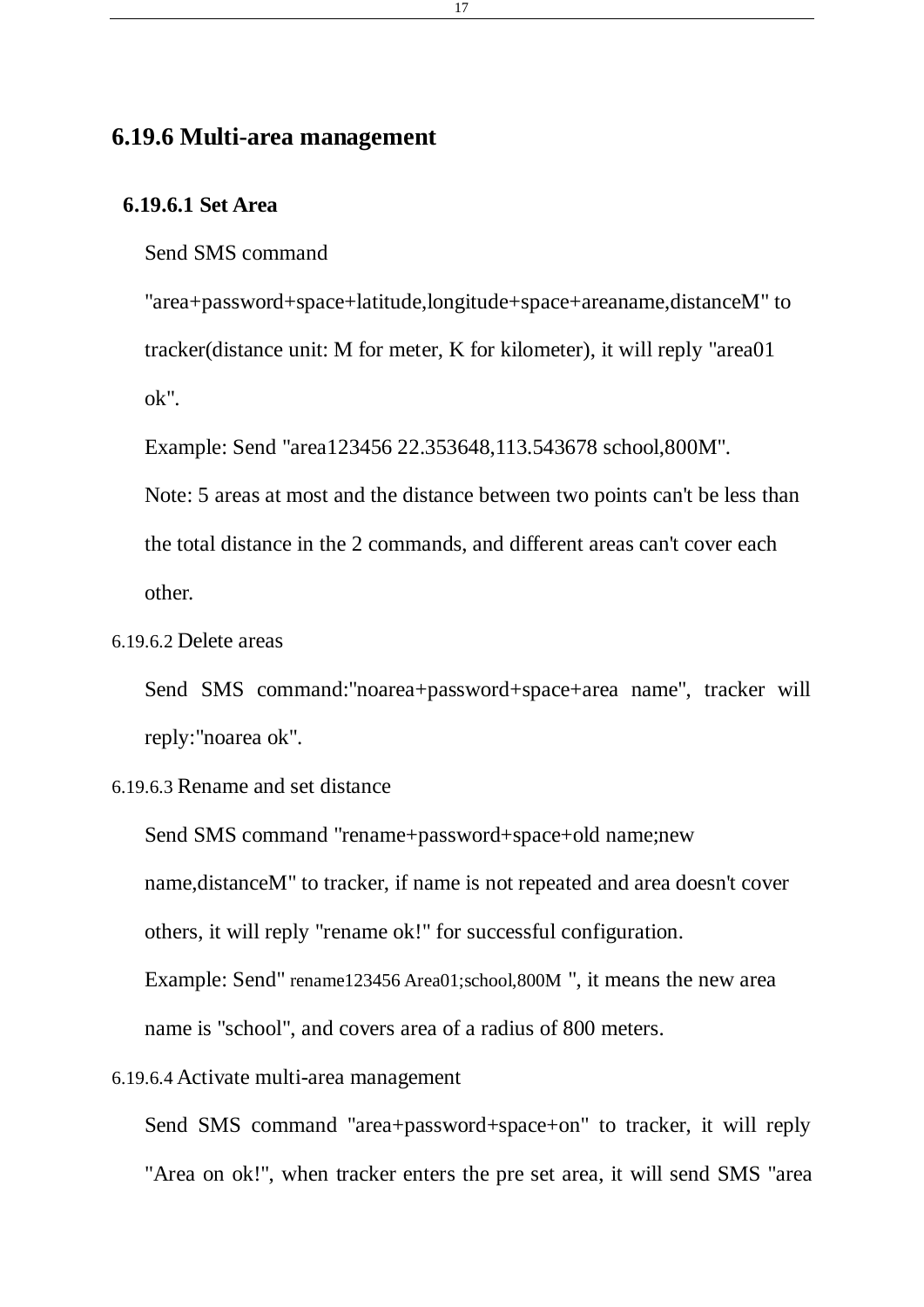## 6.19.6 Multi-area management

### 6.19.6.1 Set Area

Send SMS command "area+password+space+latitude,longitude+space+areaname,distanceM" to tracker(distance unit: M for meter, K for kilometer), it will reply "area01 ok".

Example: Send "area123456 22.353648,113.543678 school,800M".

Note: 5 areas at most and the distance between two points can't be less than the total distance in the 2 commands, and different areas can't cover each other.

### 6.19.6.2 Delete areas

Send SMS command:"noarea+password+space+area name", tracker will reply:"noarea ok".

### 6.19.6.3 Rename and set distance

Send SMS command "rename+password+space+old name;new name,distanceM" to tracker, if name is not repeated and area doesn't cover others, it will reply "rename ok!" for successful configuration.

Example: Send" rename123456 Area01;school,800M ", it means the new area name is "school", and covers area of a radius of 800 meters.

### 6.19.6.4 Activate multi-area management

Send SMS command "area+password+space+on" to tracker, it will reply "Area on ok!", when tracker enters the pre set area, it will send SMS "area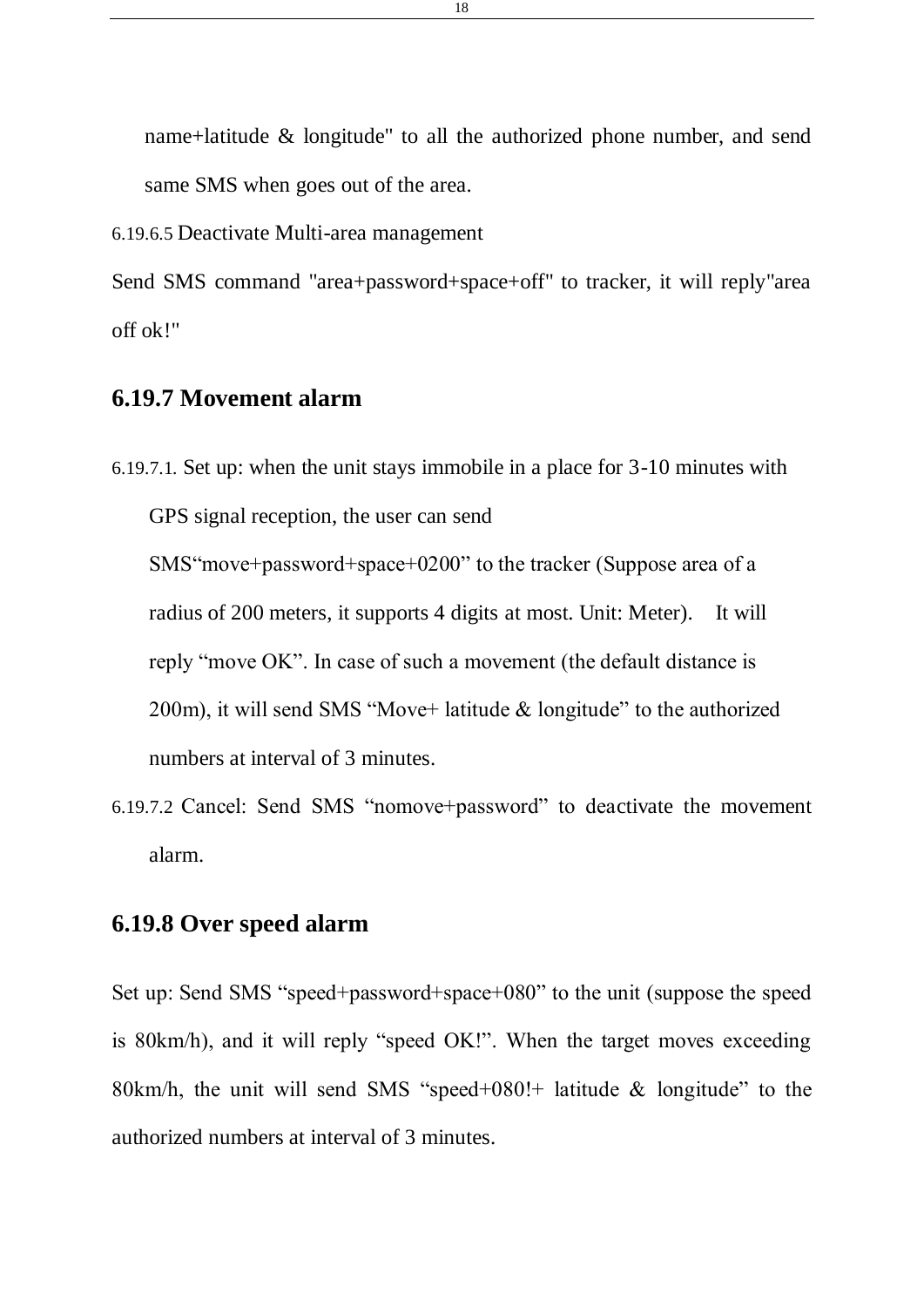name+latitude & longitude" to all the authorized phone number, and send same SMS when goes out of the area.

6.19.6.5 Deactivate Multi-area management

Send SMS command "area+password+space+off" to tracker, it will reply"area off ok!"

### 6.19.7 Movement alarm

6.19.7.1. Set up: when the unit stays immobile in a place for 3-10 minutes with GPS signal reception, the user can send SMS“move+password+space+0200” to the tracker (Suppose area of a radius of 200 meters, it supports 4 digits at most. Unit: Meter). It will reply “move OK”. In case of such a movement (the default distance is 200m), it will send SMS “Move+ latitude & longitude” to the authorized numbers at interval of 3 minutes.

6.19.7.2 Cancel: Send SMS “nomove+password” to deactivate the movement alarm.

### 6.19.8 Over speed alarm

Set up: Send SMS “speed+password+space+080” to the unit (suppose the speed is 80km/h), and it will reply “speed OK!”. When the target moves exceeding 80km/h, the unit will send SMS “speed+080!+ latitude & longitude” to the authorized numbers at interval of 3 minutes.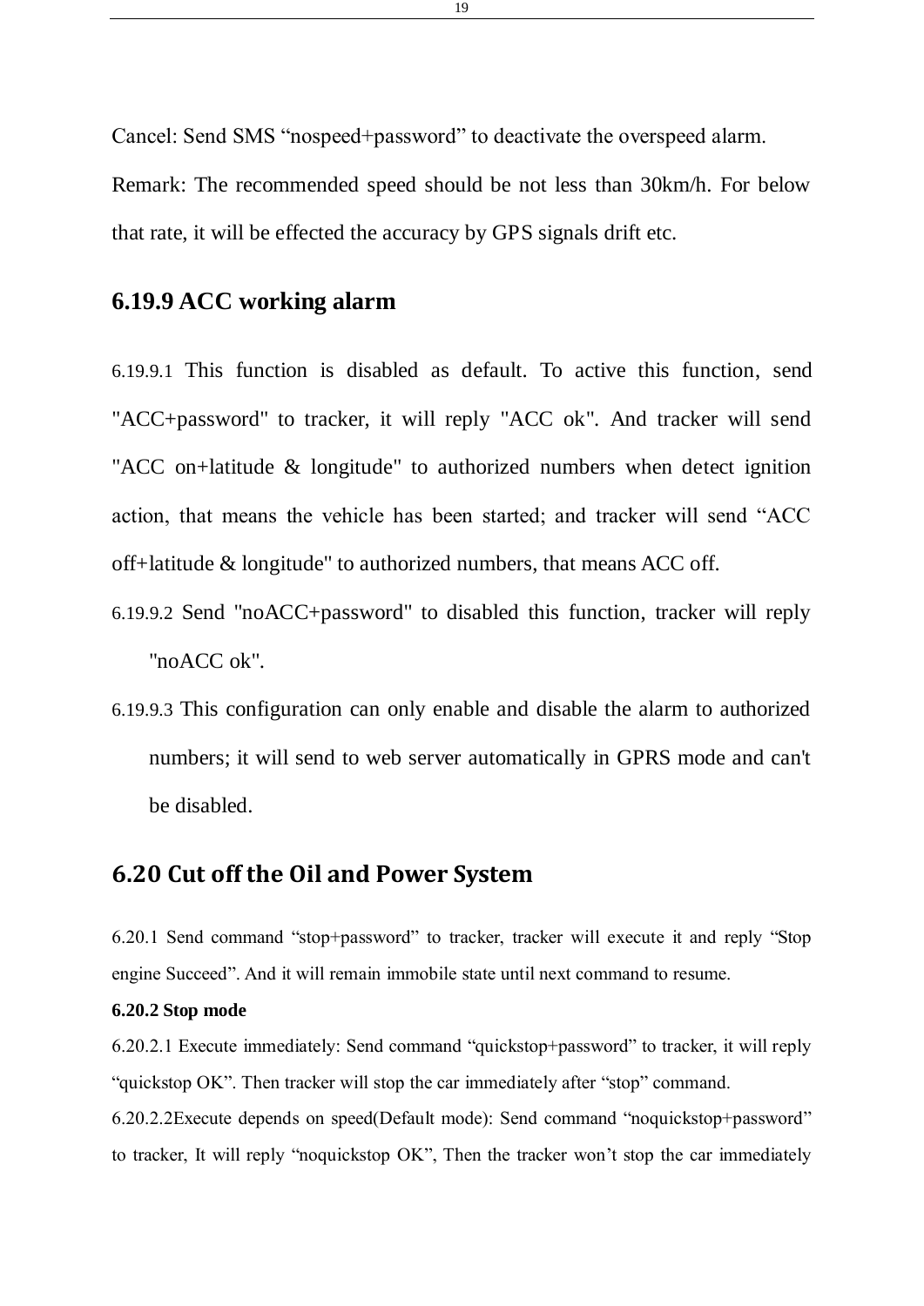Cancel: Send SMS “nospeed+password” to deactivate the overspeed alarm.

Remark: The recommended speed should be not less than 30km/h. For below that rate, it will be effected the accuracy by GPS signals drift etc.

### 6.19.9 ACC working alarm

6.19.9.1 This function is disabled as default. To active this function, send "ACC+password" to tracker, it will reply "ACC ok". And tracker will send "ACC on+latitude & longitude" to authorized numbers when detect ignition action, that means the vehicle has been started; and tracker will send “ACC off+latitude & longitude" to authorized numbers, that means ACC off.

6.19.9.2 Send "noACC+password" to disabled this function, tracker will reply "noACC ok".

6.19.9.3 This configuration can only enable and disable the alarm to authorized numbers; it will send to web server automatically in GPRS mode and can't be disabled.

## 6.20 Cut off the Oil and Power System

6.20.1 Send command “stop+password” to tracker, tracker will execute it and reply “Stop engine Succeed”. And it will remain immobile state until next command to resume.

**6.20.2 Stop mode**

6.20.2.1 Execute immediately: Send command “quickstop+password” to tracker, it will reply “quickstop OK”. Then tracker will stop the car immediately after “stop” command.

6.20.2.2Execute depends on speed(Default mode): Send command “noquickstop+password” to tracker, It will reply “noquickstop OK”, Then the tracker won’t stop the car immediately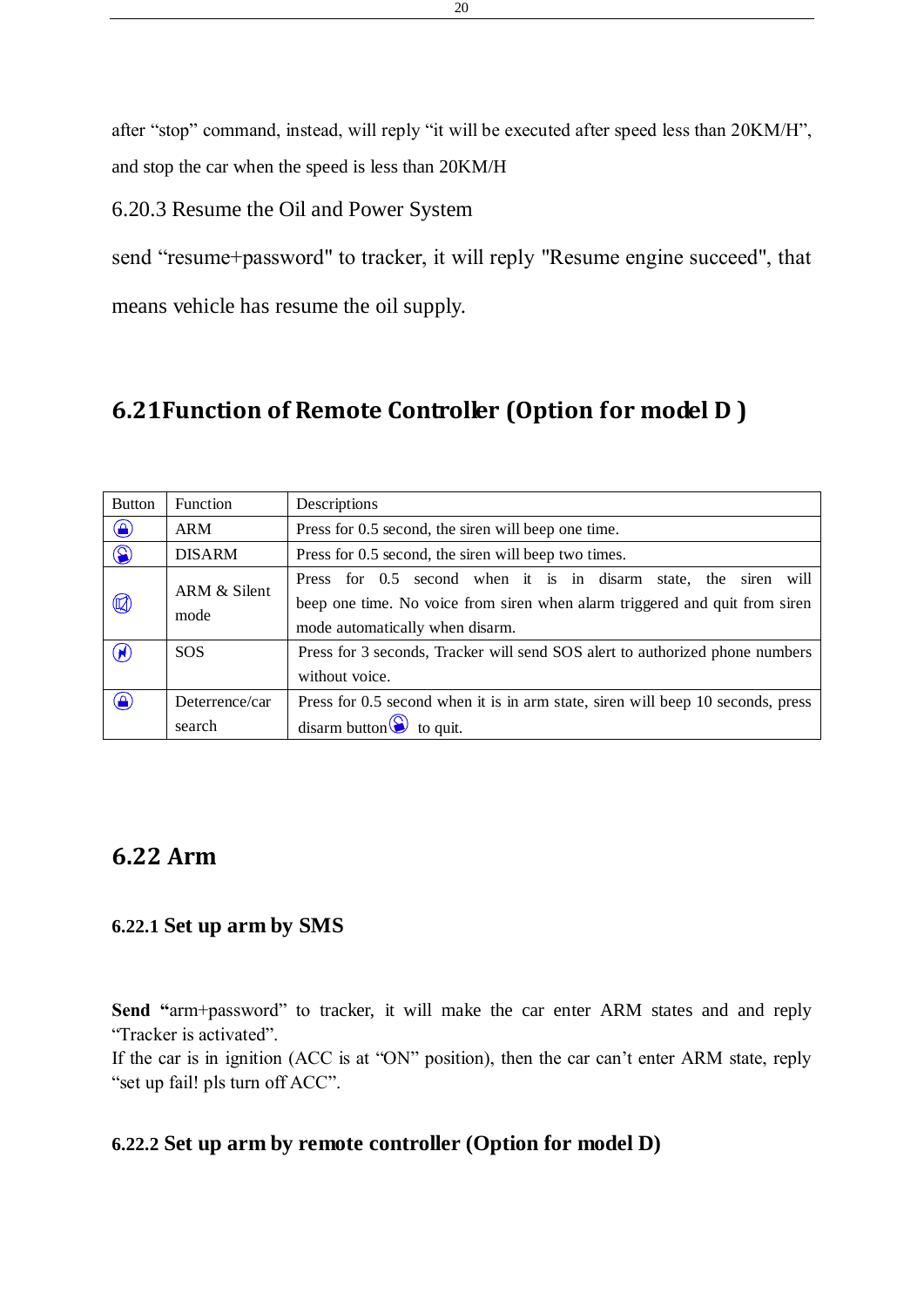after "stop" command, instead, will reply "it will be executed after speed less than 20KM/H", and stop the car when the speed is less than 20KM/H

6.20.3 Resume the Oil and Power System

send "resume+password" to tracker, it will reply "Resume engine succeed", that means vehicle has resume the oil supply.

## 6.21Function of Remote Controller (Option for model D )

| Button | Function | Descriptions |
| --- | --- | --- |
| | ARM | Press for 0.5 second, the siren will beep one time. |
| | DISARM | Press for 0.5 second, the siren will beep two times. |
| | ARM & Silent mode | Press for 0.5 second when it is in disarm state, the siren will beep one time. No voice from siren when alarm triggered and quit from siren mode automatically when disarm. |
| | SOS | Press for 3 seconds, Tracker will send SOS alert to authorized phone numbers without voice. |
| | Deterrence/car search | Press for 0.5 second when it is in arm state, siren will beep 10 seconds, press disarm button to quit. |

## 6.22 Arm

### 6.22.1 Set up arm by SMS

**Send** "arm+password" to tracker, it will make the car enter ARM states and and reply "Tracker is activated".
If the car is in ignition (ACC is at "ON" position), then the car can't enter ARM state, reply "set up fail! pls turn off ACC".

### 6.22.2 Set up arm by remote controller (Option for model D)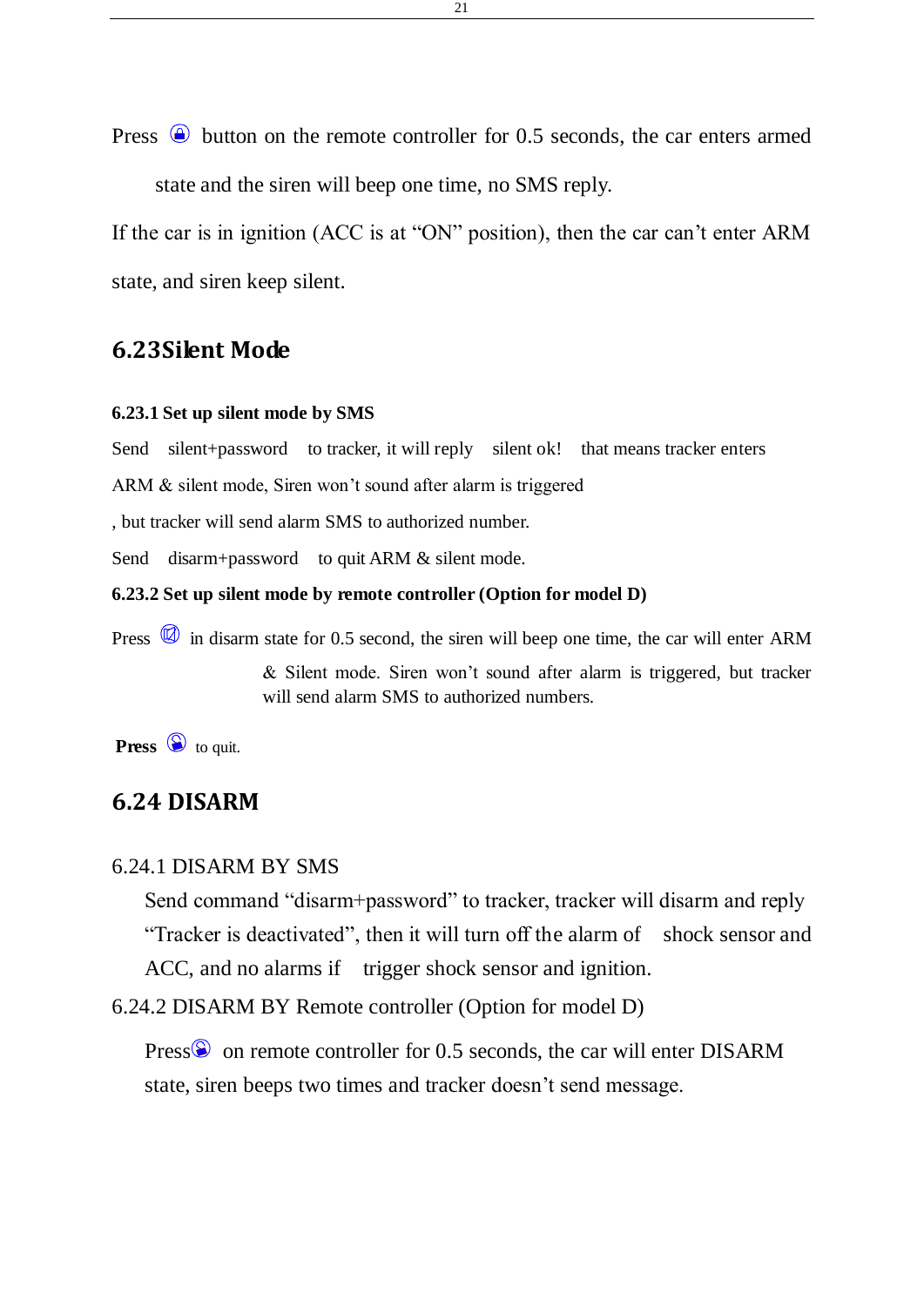Press button on the remote controller for 0.5 seconds, the car enters armed state and the siren will beep one time, no SMS reply.

If the car is in ignition (ACC is at "ON" position), then the car can't enter ARM state, and siren keep silent.

## 6.23Silent Mode

#### 6.23.1 Set up silent mode by SMS

Send silent+password to tracker, it will reply silent ok! that means tracker enters ARM & silent mode, Siren won't sound after alarm is triggered

, but tracker will send alarm SMS to authorized number.

Send disarm+password to quit ARM & silent mode.

#### 6.23.2 Set up silent mode by remote controller (Option for model D)

Press in disarm state for 0.5 second, the siren will beep one time, the car will enter ARM & Silent mode. Siren won't sound after alarm is triggered, but tracker will send alarm SMS to authorized numbers.

**Press** to quit.

## 6.24 DISARM

6.24.1 DISARM BY SMS

Send command "disarm+password" to tracker, tracker will disarm and reply "Tracker is deactivated", then it will turn off the alarm of shock sensor and ACC, and no alarms if trigger shock sensor and ignition.

6.24.2 DISARM BY Remote controller (Option for model D)

Press on remote controller for 0.5 seconds, the car will enter DISARM state, siren beeps two times and tracker doesn't send message.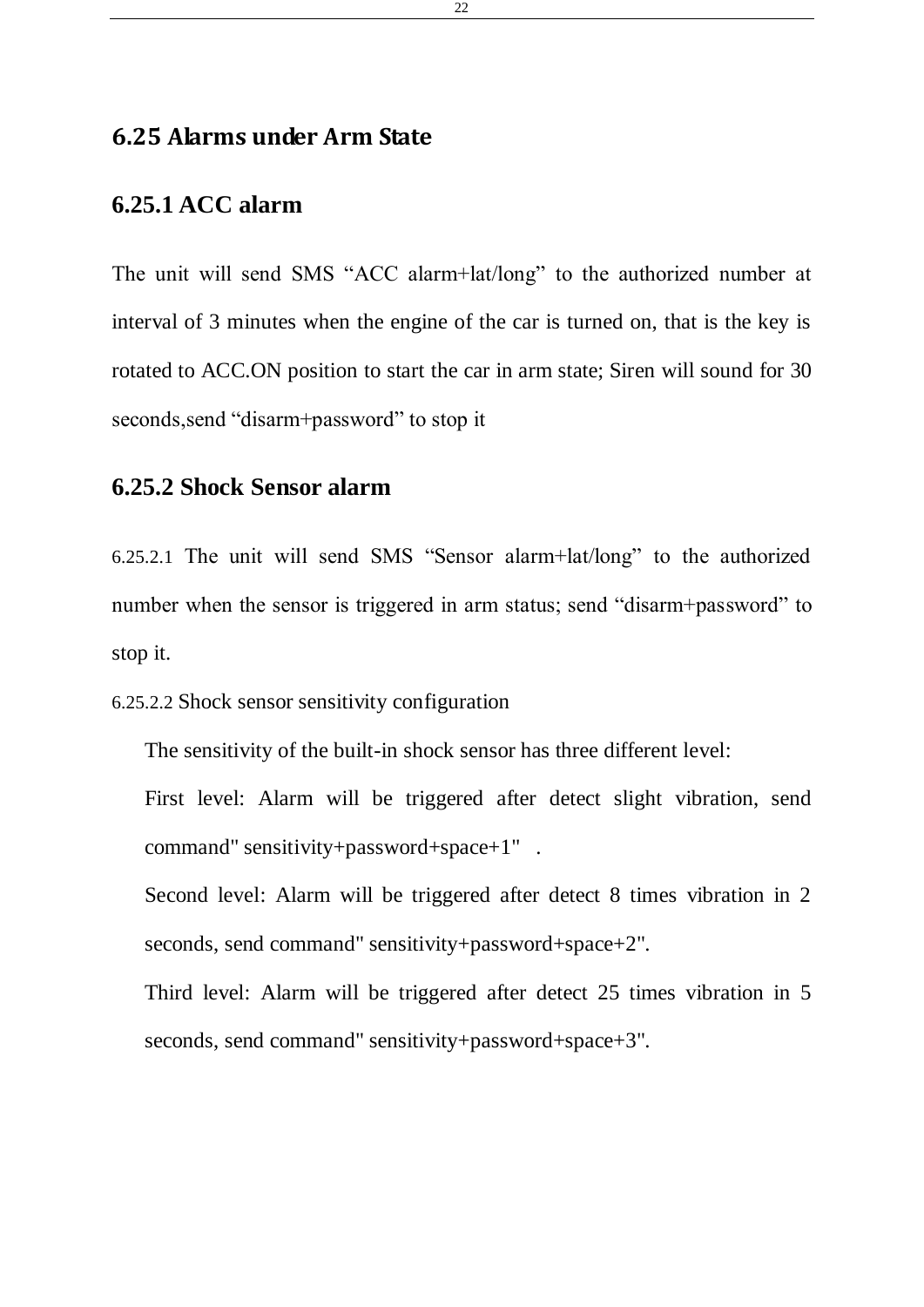## 6.25 Alarms under Arm State

### 6.25.1 ACC alarm

The unit will send SMS “ACC alarm+lat/long” to the authorized number at interval of 3 minutes when the engine of the car is turned on, that is the key is rotated to ACC.ON position to start the car in arm state; Siren will sound for 30 seconds,send “disarm+password” to stop it

### 6.25.2 Shock Sensor alarm

6.25.2.1 The unit will send SMS “Sensor alarm+lat/long” to the authorized number when the sensor is triggered in arm status; send “disarm+password” to stop it.

6.25.2.2 Shock sensor sensitivity configuration

The sensitivity of the built-in shock sensor has three different level:

First level: Alarm will be triggered after detect slight vibration, send command" sensitivity+password+space+1" .

Second level: Alarm will be triggered after detect 8 times vibration in 2 seconds, send command" sensitivity+password+space+2".

Third level: Alarm will be triggered after detect 25 times vibration in 5 seconds, send command" sensitivity+password+space+3".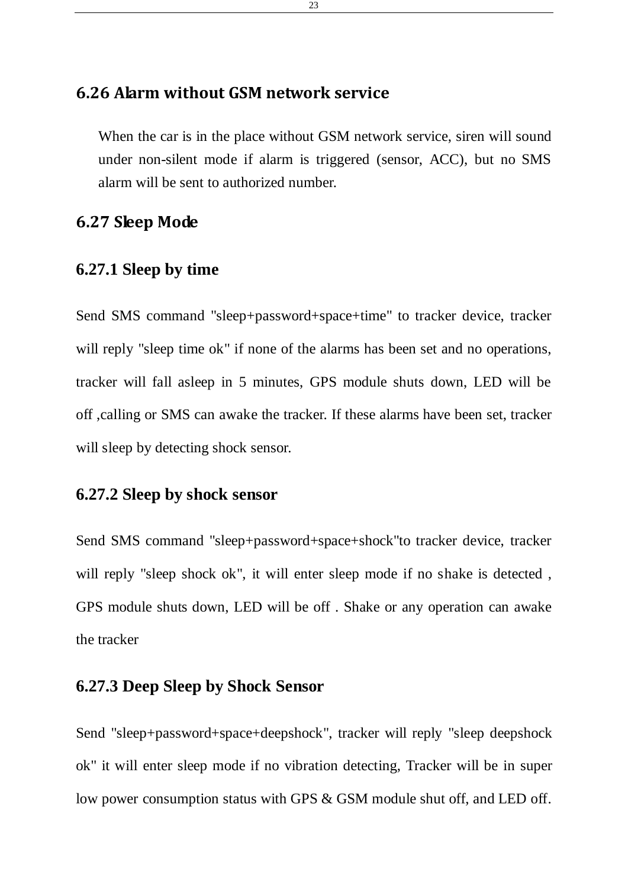## 6.26 Alarm without GSM network service

When the car is in the place without GSM network service, siren will sound under non-silent mode if alarm is triggered (sensor, ACC), but no SMS alarm will be sent to authorized number.

## 6.27 Sleep Mode

### 6.27.1 Sleep by time

Send SMS command "sleep+password+space+time" to tracker device, tracker will reply "sleep time ok" if none of the alarms has been set and no operations, tracker will fall asleep in 5 minutes, GPS module shuts down, LED will be off ,calling or SMS can awake the tracker. If these alarms have been set, tracker will sleep by detecting shock sensor.

### 6.27.2 Sleep by shock sensor

Send SMS command "sleep+password+space+shock"to tracker device, tracker will reply "sleep shock ok", it will enter sleep mode if no shake is detected , GPS module shuts down, LED will be off . Shake or any operation can awake the tracker

### 6.27.3 Deep Sleep by Shock Sensor

Send "sleep+password+space+deepshock", tracker will reply "sleep deepshock ok" it will enter sleep mode if no vibration detecting, Tracker will be in super low power consumption status with GPS & GSM module shut off, and LED off.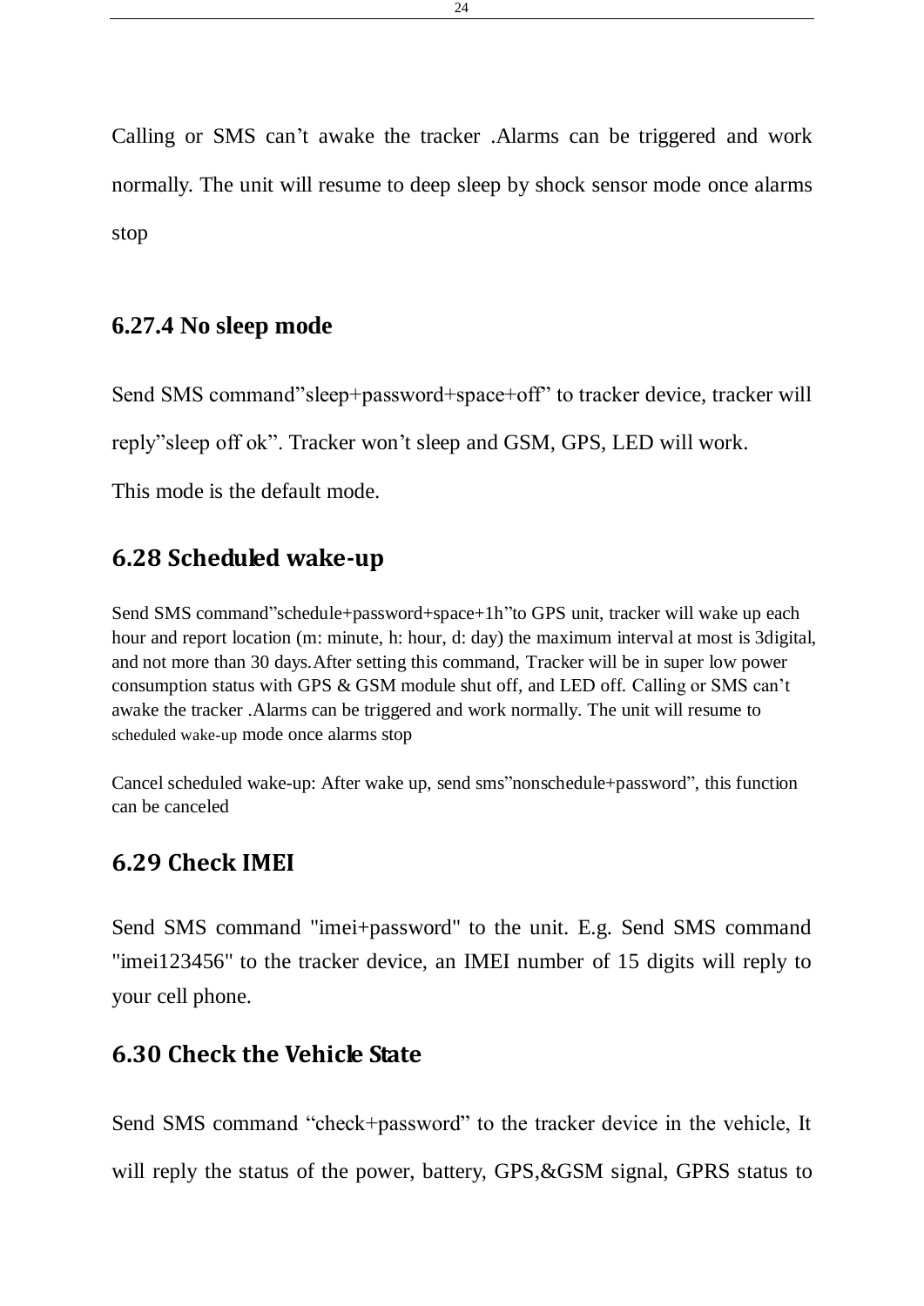Calling or SMS can’t awake the tracker .Alarms can be triggered and work normally. The unit will resume to deep sleep by shock sensor mode once alarms stop

### 6.27.4 No sleep mode

Send SMS command”sleep+password+space+off” to tracker device, tracker will reply”sleep off ok”. Tracker won’t sleep and GSM, GPS, LED will work.

This mode is the default mode.

## 6.28 Scheduled wake-up

Send SMS command”schedule+password+space+1h”to GPS unit, tracker will wake up each hour and report location (m: minute, h: hour, d: day) the maximum interval at most is 3digital, and not more than 30 days.After setting this command, Tracker will be in super low power consumption status with GPS & GSM module shut off, and LED off. Calling or SMS can’t awake the tracker .Alarms can be triggered and work normally. The unit will resume to scheduled wake-up mode once alarms stop

Cancel scheduled wake-up: After wake up, send sms”nonschedule+password”, this function can be canceled

## 6.29 Check IMEI

Send SMS command "imei+password" to the unit. E.g. Send SMS command "imei123456" to the tracker device, an IMEI number of 15 digits will reply to your cell phone.

## 6.30 Check the Vehicle State

Send SMS command “check+password” to the tracker device in the vehicle, It will reply the status of the power, battery, GPS,&GSM signal, GPRS status to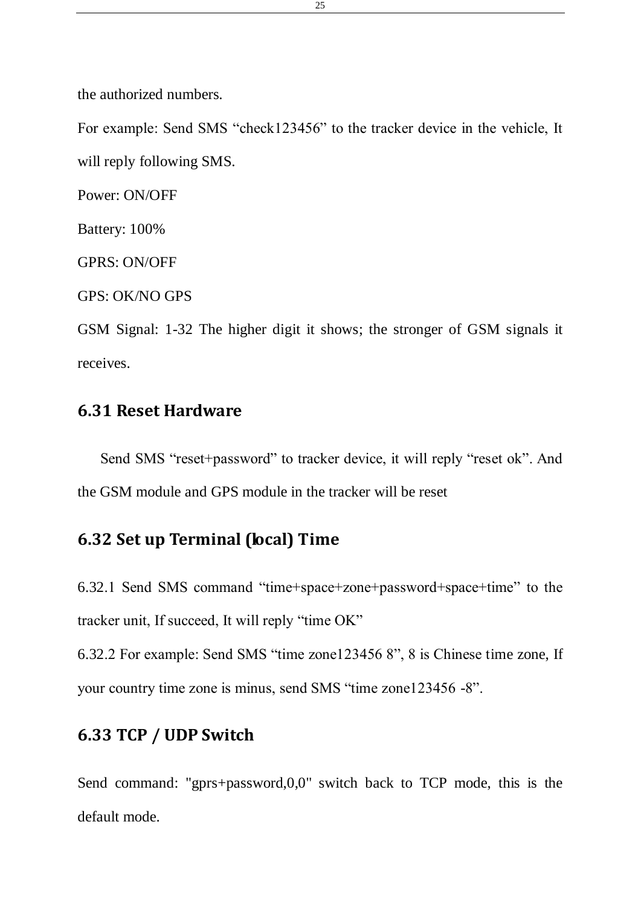the authorized numbers.

For example: Send SMS “check123456” to the tracker device in the vehicle, It will reply following SMS.

Power: ON/OFF

Battery: 100%

GPRS: ON/OFF

GPS: OK/NO GPS

GSM Signal: 1-32 The higher digit it shows; the stronger of GSM signals it receives.

## 6.31 Reset Hardware

Send SMS “reset+password” to tracker device, it will reply “reset ok”. And the GSM module and GPS module in the tracker will be reset

## 6.32 Set up Terminal (local) Time

6.32.1 Send SMS command “time+space+zone+password+space+time” to the tracker unit, If succeed, It will reply “time OK”

6.32.2 For example: Send SMS “time zone123456 8”, 8 is Chinese time zone, If your country time zone is minus, send SMS “time zone123456 -8”.

## 6.33 TCP / UDP Switch

Send command: "gprs+password,0,0" switch back to TCP mode, this is the default mode.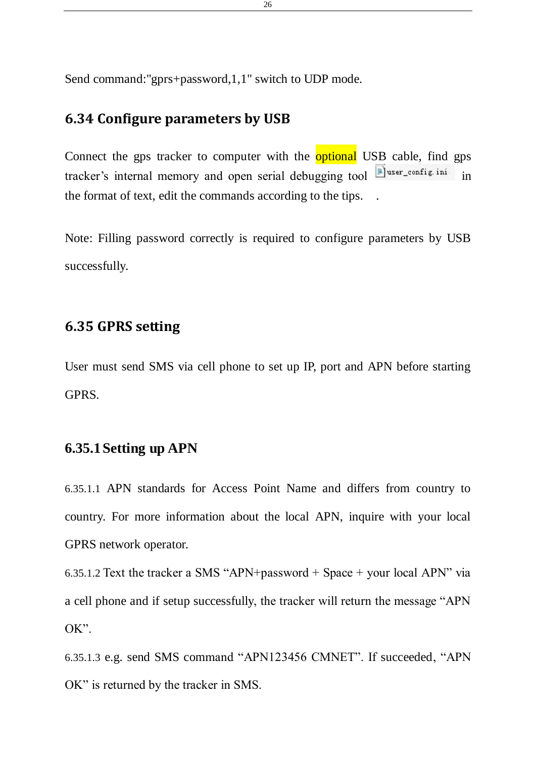Send command:"gprs+password,1,1" switch to UDP mode.

## 6.34 Configure parameters by USB

Connect the gps tracker to computer with the optional USB cable, find gps tracker's internal memory and open serial debugging tool user_config.ini in the format of text, edit the commands according to the tips.　.

Note: Filling password correctly is required to configure parameters by USB successfully.

## 6.35 GPRS setting

User must send SMS via cell phone to set up IP, port and APN before starting GPRS.

### 6.35.1 Setting up APN

6.35.1.1 APN standards for Access Point Name and differs from country to country. For more information about the local APN, inquire with your local GPRS network operator.

6.35.1.2 Text the tracker a SMS "APN+password + Space + your local APN" via a cell phone and if setup successfully, the tracker will return the message "APN OK".

6.35.1.3 e.g. send SMS command "APN123456 CMNET". If succeeded, "APN OK" is returned by the tracker in SMS.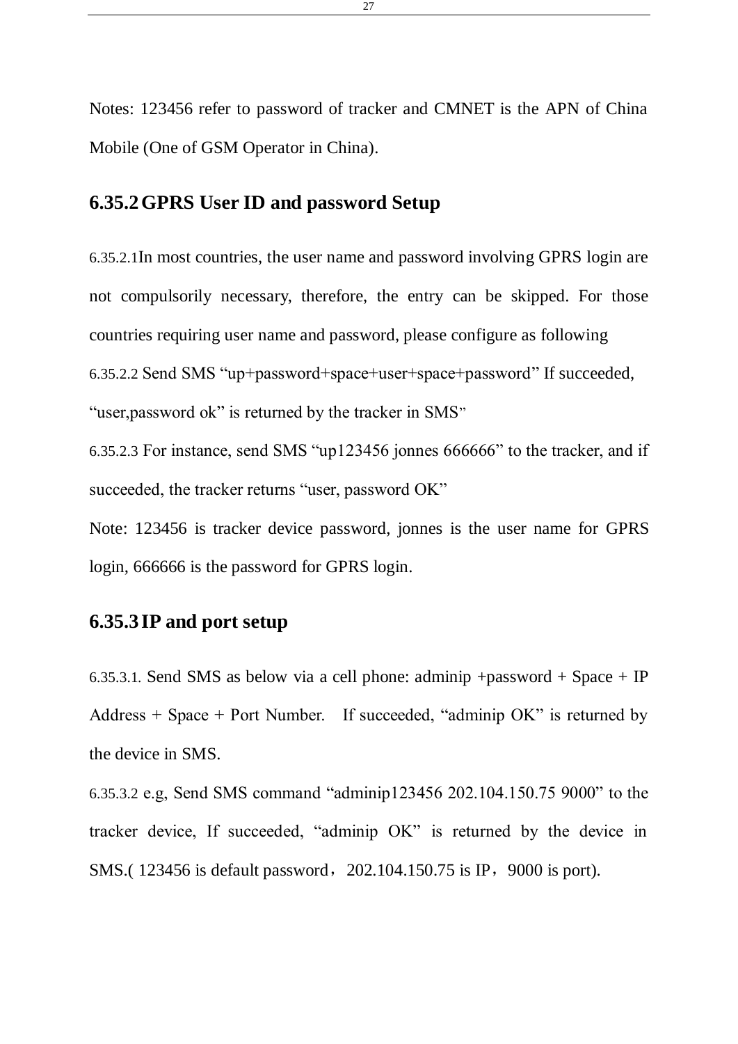Notes: 123456 refer to password of tracker and CMNET is the APN of China Mobile (One of GSM Operator in China).

### 6.35.2 GPRS User ID and password Setup

6.35.2.1In most countries, the user name and password involving GPRS login are not compulsorily necessary, therefore, the entry can be skipped. For those countries requiring user name and password, please configure as following

6.35.2.2 Send SMS "up+password+space+user+space+password" If succeeded, "user,password ok" is returned by the tracker in SMS"

6.35.2.3 For instance, send SMS "up123456 jonnes 666666" to the tracker, and if succeeded, the tracker returns "user, password OK"

Note: 123456 is tracker device password, jonnes is the user name for GPRS login, 666666 is the password for GPRS login.

### 6.35.3 IP and port setup

6.35.3.1. Send SMS as below via a cell phone: adminip +password + Space + IP Address + Space + Port Number. If succeeded, "adminip OK" is returned by the device in SMS.

6.35.3.2 e.g, Send SMS command "adminip123456 202.104.150.75 9000" to the tracker device, If succeeded, "adminip OK" is returned by the device in SMS.( 123456 is default password，202.104.150.75 is IP，9000 is port).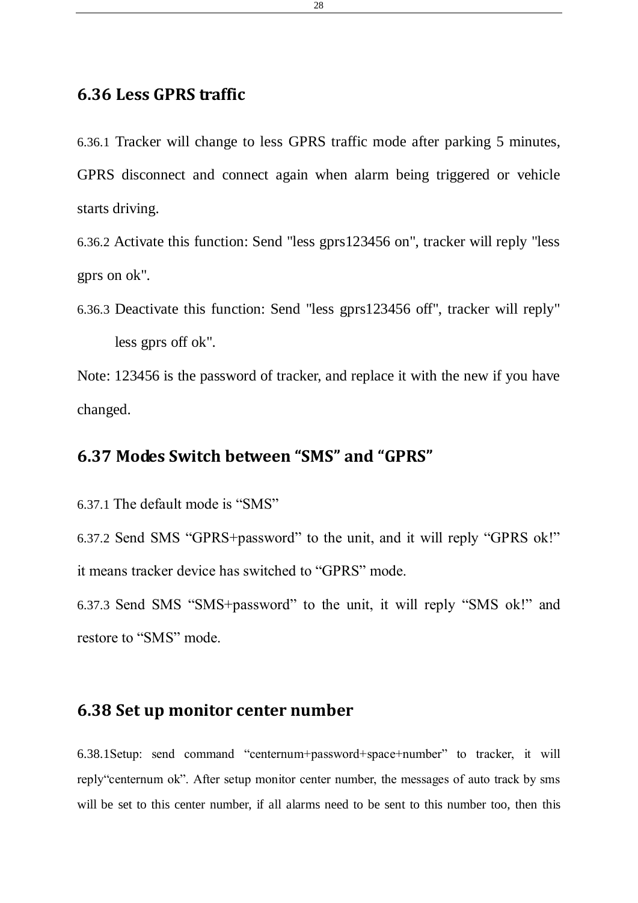## 6.36 Less GPRS traffic

6.36.1 Tracker will change to less GPRS traffic mode after parking 5 minutes, GPRS disconnect and connect again when alarm being triggered or vehicle starts driving.

6.36.2 Activate this function: Send "less gprs123456 on", tracker will reply "less gprs on ok".

6.36.3 Deactivate this function: Send "less gprs123456 off", tracker will reply" less gprs off ok".

Note: 123456 is the password of tracker, and replace it with the new if you have changed.

## 6.37 Modes Switch between "SMS" and "GPRS"

6.37.1 The default mode is "SMS"

6.37.2 Send SMS "GPRS+password" to the unit, and it will reply "GPRS ok!" it means tracker device has switched to "GPRS" mode.

6.37.3 Send SMS "SMS+password" to the unit, it will reply "SMS ok!" and restore to "SMS" mode.

## 6.38 Set up monitor center number

6.38.1Setup: send command "centernum+password+space+number" to tracker, it will reply"centernum ok". After setup monitor center number, the messages of auto track by sms will be set to this center number, if all alarms need to be sent to this number too, then this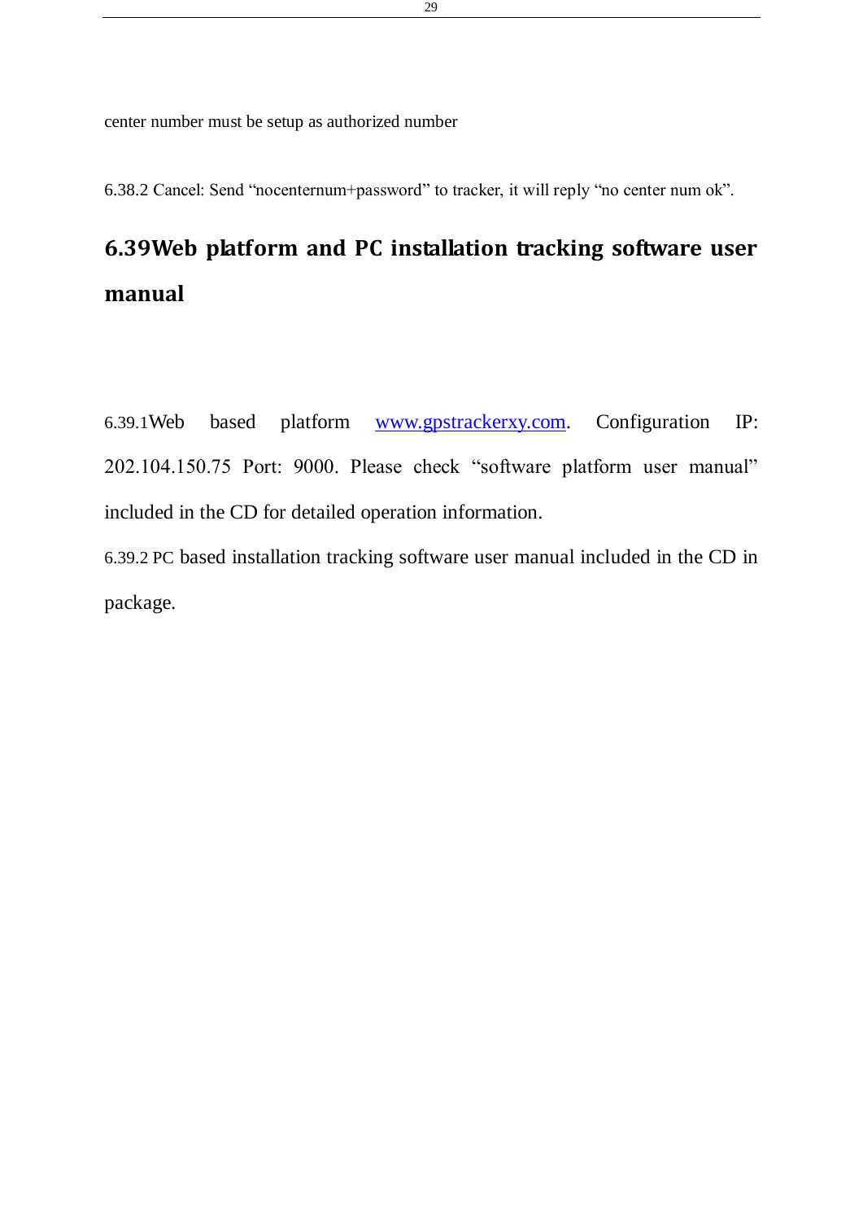center number must be setup as authorized number

6.38.2 Cancel: Send “nocenternum+password” to tracker, it will reply “no center num ok”.

## 6.39Web platform and PC installation tracking software user manual

6.39.1Web based platform www.gpstrackerxy.com. Configuration IP: 202.104.150.75 Port: 9000. Please check “software platform user manual” included in the CD for detailed operation information.

6.39.2 PC based installation tracking software user manual included in the CD in package.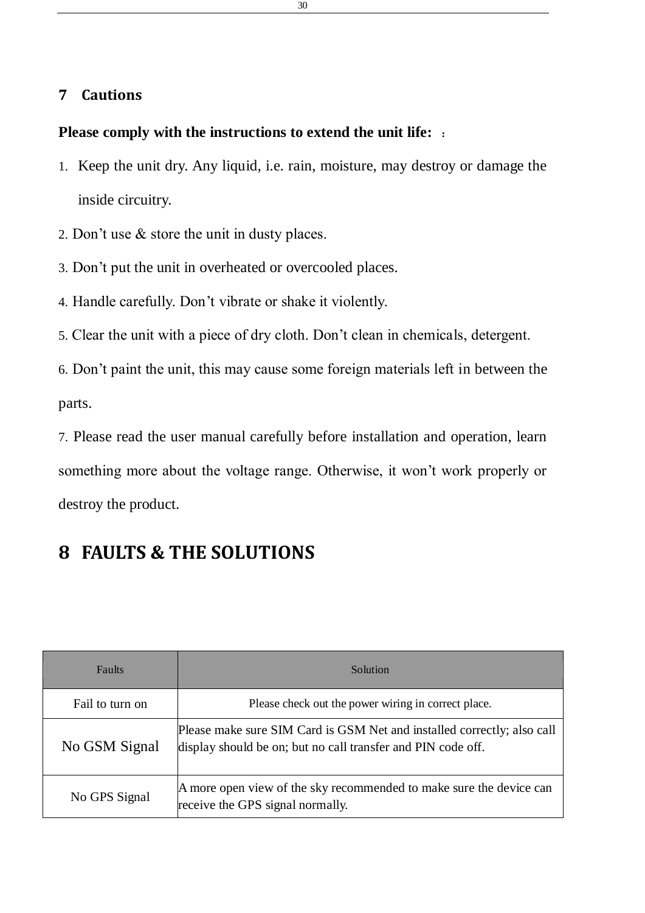## 7 Cautions

**Please comply with the instructions to extend the unit life: ：**

1. Keep the unit dry. Any liquid, i.e. rain, moisture, may destroy or damage the inside circuitry.
2. Don't use & store the unit in dusty places.
3. Don't put the unit in overheated or overcooled places.
4. Handle carefully. Don't vibrate or shake it violently.
5. Clear the unit with a piece of dry cloth. Don't clean in chemicals, detergent.
6. Don't paint the unit, this may cause some foreign materials left in between the parts.
7. Please read the user manual carefully before installation and operation, learn something more about the voltage range. Otherwise, it won't work properly or destroy the product.

# 8 FAULTS & THE SOLUTIONS

| Faults | Solution |
|---|---|
| Fail to turn on | Please check out the power wiring in correct place. |
| No GSM Signal | Please make sure SIM Card is GSM Net and installed correctly; also call display should be on; but no call transfer and PIN code off. |
| No GPS Signal | A more open view of the sky recommended to make sure the device can receive the GPS signal normally. |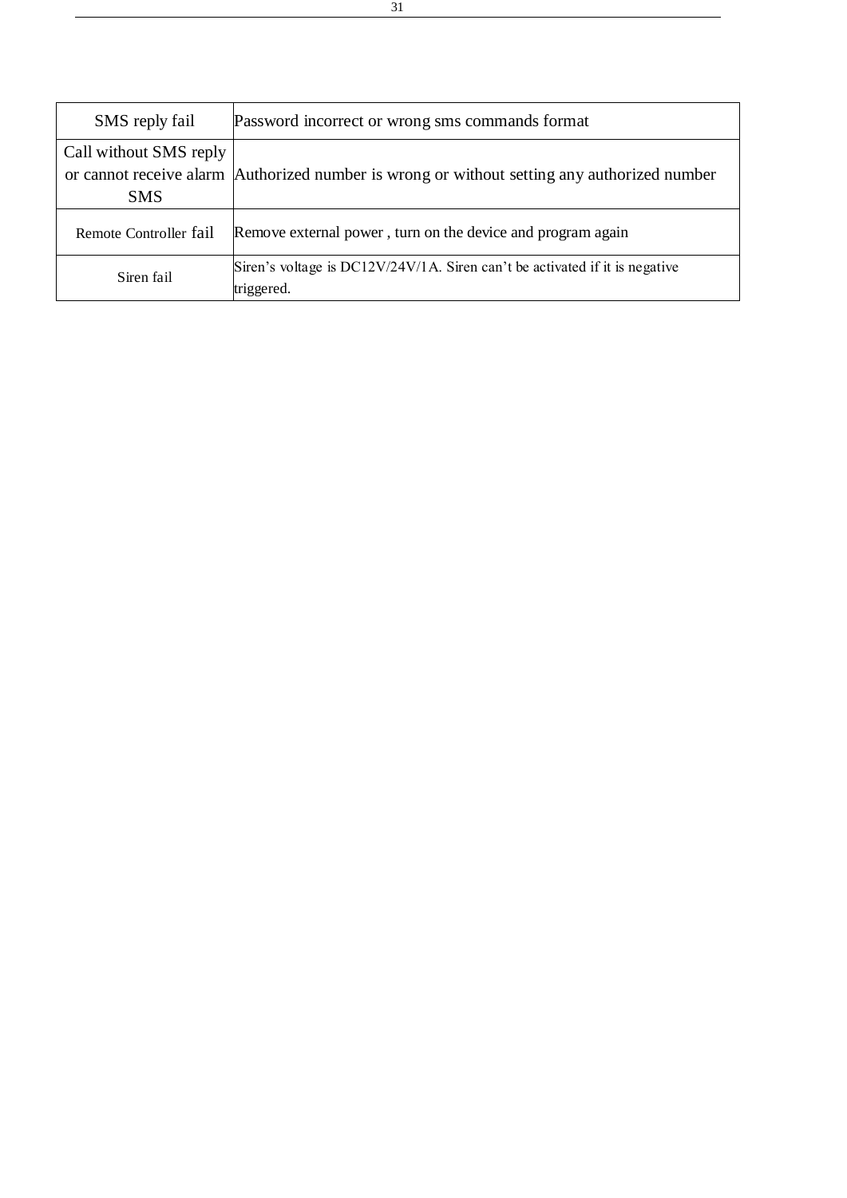| | |
|---|---|
| SMS reply fail | Password incorrect or wrong sms commands format |
| Call without SMS reply or cannot receive alarm SMS | Authorized number is wrong or without setting any authorized number |
| Remote Controller fail | Remove external power , turn on the device and program again |
| Siren fail | Siren's voltage is DC12V/24V/1A. Siren can't be activated if it is negative triggered. |